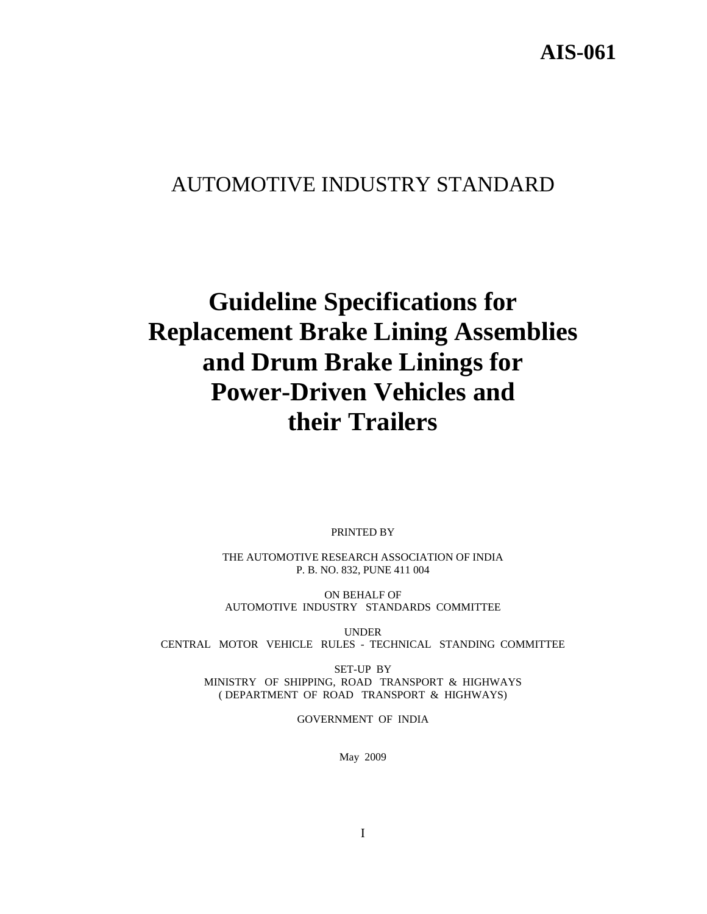**AIS-061**

AUTOMOTIVE INDUSTRY STANDARD

# Guideline Specifications for Replacement Brake Lining Assemblies and Drum Brake Linings for Power-Driven Vehicles and their Trailers

PRINTED BY

THE AUTOMOTIVE RESEARCH ASSOCIATION OF INDIA
P. B. NO. 832, PUNE 411 004

ON BEHALF OF
AUTOMOTIVE INDUSTRY STANDARDS COMMITTEE

UNDER
CENTRAL MOTOR VEHICLE RULES - TECHNICAL STANDING COMMITTEE

SET-UP BY
MINISTRY OF SHIPPING, ROAD TRANSPORT & HIGHWAYS
( DEPARTMENT OF ROAD TRANSPORT & HIGHWAYS)

GOVERNMENT OF INDIA

May 2009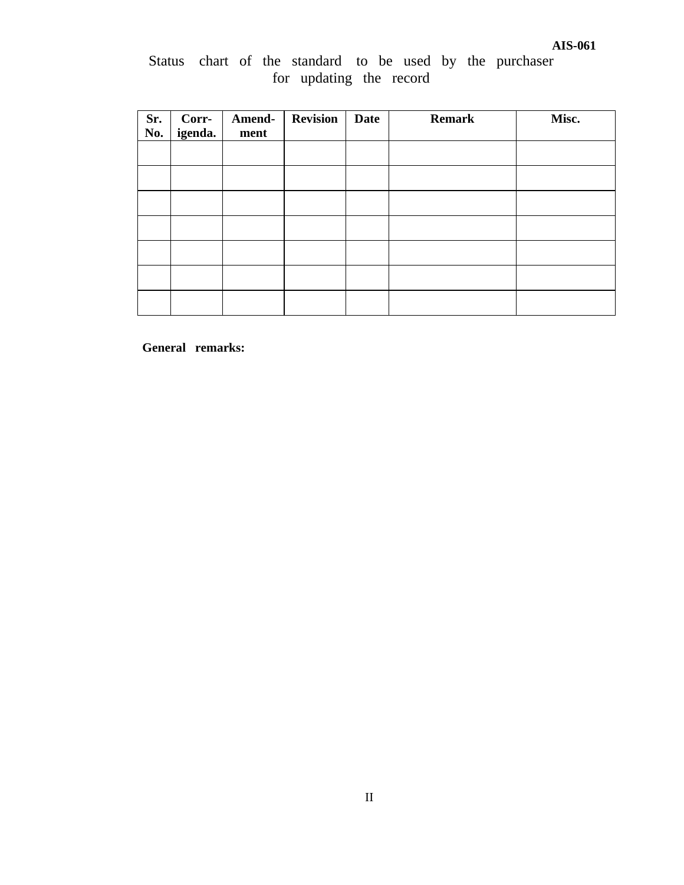Status chart of the standard to be used by the purchaser for updating the record

| Sr. No. | Corr-igenda. | Amend-ment | Revision | Date | Remark | Misc. |
|---|---|---|---|---|---|---|
| | | | | | | |
| | | | | | | |
| | | | | | | |
| | | | | | | |
| | | | | | | |
| | | | | | | |
| | | | | | | |

**General remarks:**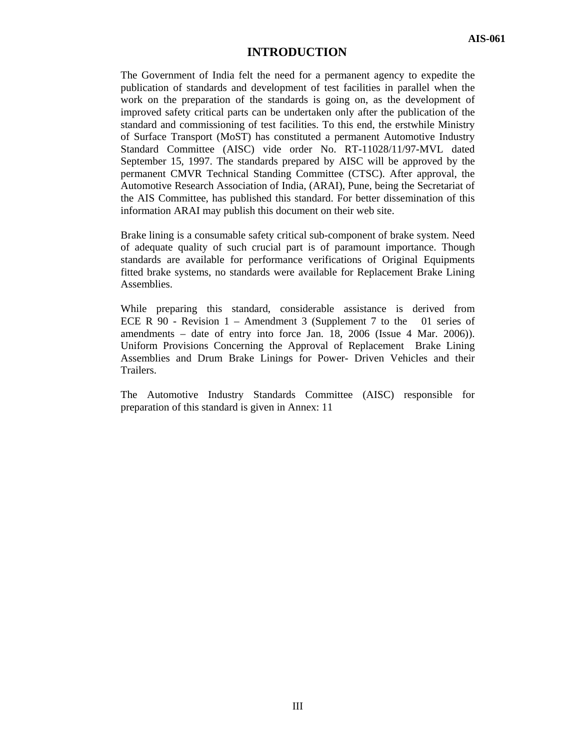# INTRODUCTION

The Government of India felt the need for a permanent agency to expedite the publication of standards and development of test facilities in parallel when the work on the preparation of the standards is going on, as the development of improved safety critical parts can be undertaken only after the publication of the standard and commissioning of test facilities. To this end, the erstwhile Ministry of Surface Transport (MoST) has constituted a permanent Automotive Industry Standard Committee (AISC) vide order No. RT-11028/11/97-MVL dated September 15, 1997. The standards prepared by AISC will be approved by the permanent CMVR Technical Standing Committee (CTSC). After approval, the Automotive Research Association of India, (ARAI), Pune, being the Secretariat of the AIS Committee, has published this standard. For better dissemination of this information ARAI may publish this document on their web site.

Brake lining is a consumable safety critical sub-component of brake system. Need of adequate quality of such crucial part is of paramount importance. Though standards are available for performance verifications of Original Equipments fitted brake systems, no standards were available for Replacement Brake Lining Assemblies.

While preparing this standard, considerable assistance is derived from ECE R 90 - Revision 1 – Amendment 3 (Supplement 7 to the 01 series of amendments – date of entry into force Jan. 18, 2006 (Issue 4 Mar. 2006)). Uniform Provisions Concerning the Approval of Replacement Brake Lining Assemblies and Drum Brake Linings for Power- Driven Vehicles and their Trailers.

The Automotive Industry Standards Committee (AISC) responsible for preparation of this standard is given in Annex: 11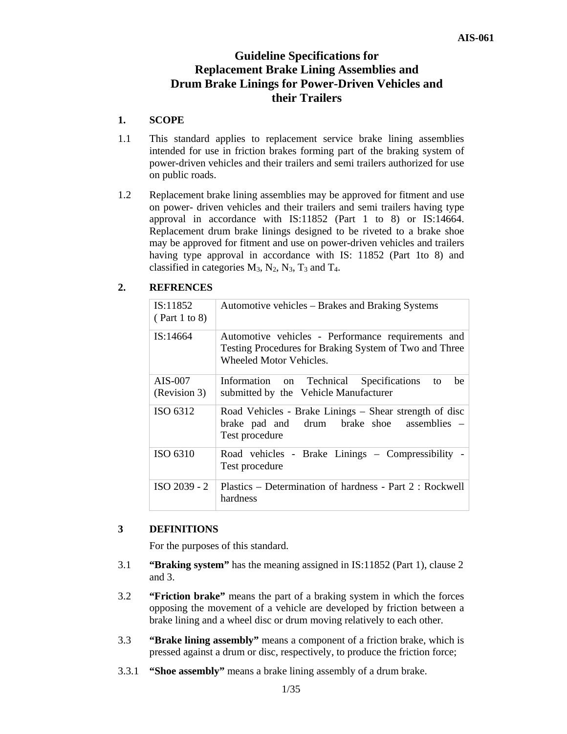# Guideline Specifications for Replacement Brake Lining Assemblies and Drum Brake Linings for Power-Driven Vehicles and their Trailers

## 1. SCOPE

1.1 This standard applies to replacement service brake lining assemblies intended for use in friction brakes forming part of the braking system of power-driven vehicles and their trailers and semi trailers authorized for use on public roads.

1.2 Replacement brake lining assemblies may be approved for fitment and use on power- driven vehicles and their trailers and semi trailers having type approval in accordance with IS:11852 (Part 1 to 8) or IS:14664. Replacement drum brake linings designed to be riveted to a brake shoe may be approved for fitment and use on power-driven vehicles and trailers having type approval in accordance with IS: 11852 (Part 1to 8) and classified in categories $M_3$, $N_2$, $N_3$, $T_3$ and $T_4$.

## 2. REFRENCES

| | |
|---|---|
| IS:11852 ( Part 1 to 8) | Automotive vehicles – Brakes and Braking Systems |
| IS:14664 | Automotive vehicles - Performance requirements and Testing Procedures for Braking System of Two and Three Wheeled Motor Vehicles. |
| AIS-007 (Revision 3) | Information on Technical Specifications to be submitted by the Vehicle Manufacturer |
| ISO 6312 | Road Vehicles - Brake Linings – Shear strength of disc brake pad and drum brake shoe assemblies – Test procedure |
| ISO 6310 | Road vehicles - Brake Linings – Compressibility - Test procedure |
| ISO 2039 - 2 | Plastics – Determination of hardness - Part 2 : Rockwell hardness |

## 3 DEFINITIONS

For the purposes of this standard.

3.1 **"Braking system"** has the meaning assigned in IS:11852 (Part 1), clause 2 and 3.

3.2 **"Friction brake"** means the part of a braking system in which the forces opposing the movement of a vehicle are developed by friction between a brake lining and a wheel disc or drum moving relatively to each other.

3.3 **"Brake lining assembly"** means a component of a friction brake, which is pressed against a drum or disc, respectively, to produce the friction force;

3.3.1 **"Shoe assembly"** means a brake lining assembly of a drum brake.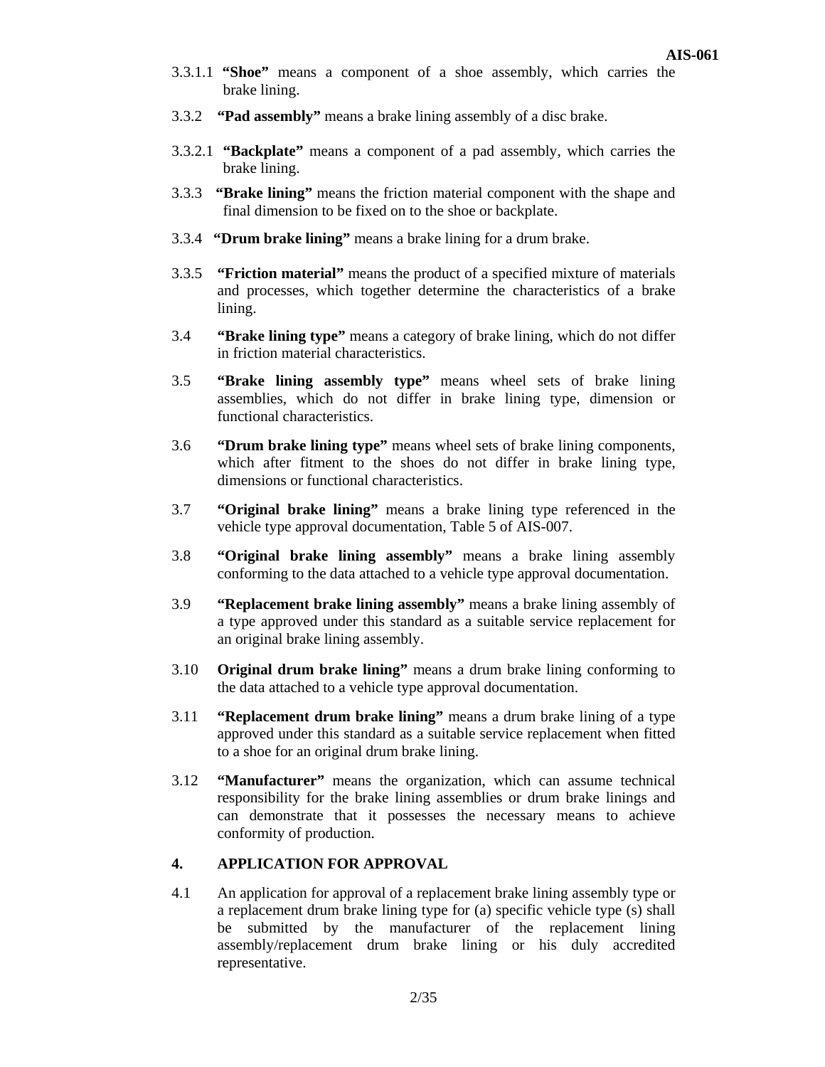3.3.1.1 **“Shoe”** means a component of a shoe assembly, which carries the brake lining.

3.3.2 **“Pad assembly”** means a brake lining assembly of a disc brake.

3.3.2.1 **“Backplate”** means a component of a pad assembly, which carries the brake lining.

3.3.3 **“Brake lining”** means the friction material component with the shape and final dimension to be fixed on to the shoe or backplate.

3.3.4 **“Drum brake lining”** means a brake lining for a drum brake.

3.3.5 **“Friction material”** means the product of a specified mixture of materials and processes, which together determine the characteristics of a brake lining.

3.4 **“Brake lining type”** means a category of brake lining, which do not differ in friction material characteristics.

3.5 **“Brake lining assembly type”** means wheel sets of brake lining assemblies, which do not differ in brake lining type, dimension or functional characteristics.

3.6 **“Drum brake lining type”** means wheel sets of brake lining components, which after fitment to the shoes do not differ in brake lining type, dimensions or functional characteristics.

3.7 **“Original brake lining”** means a brake lining type referenced in the vehicle type approval documentation, Table 5 of AIS-007.

3.8 **“Original brake lining assembly”** means a brake lining assembly conforming to the data attached to a vehicle type approval documentation.

3.9 **“Replacement brake lining assembly”** means a brake lining assembly of a type approved under this standard as a suitable service replacement for an original brake lining assembly.

3.10 **Original drum brake lining”** means a drum brake lining conforming to the data attached to a vehicle type approval documentation.

3.11 **“Replacement drum brake lining”** means a drum brake lining of a type approved under this standard as a suitable service replacement when fitted to a shoe for an original drum brake lining.

3.12 **“Manufacturer”** means the organization, which can assume technical responsibility for the brake lining assemblies or drum brake linings and can demonstrate that it possesses the necessary means to achieve conformity of production.

## 4. APPLICATION FOR APPROVAL

4.1 An application for approval of a replacement brake lining assembly type or a replacement drum brake lining type for (a) specific vehicle type (s) shall be submitted by the manufacturer of the replacement lining assembly/replacement drum brake lining or his duly accredited representative.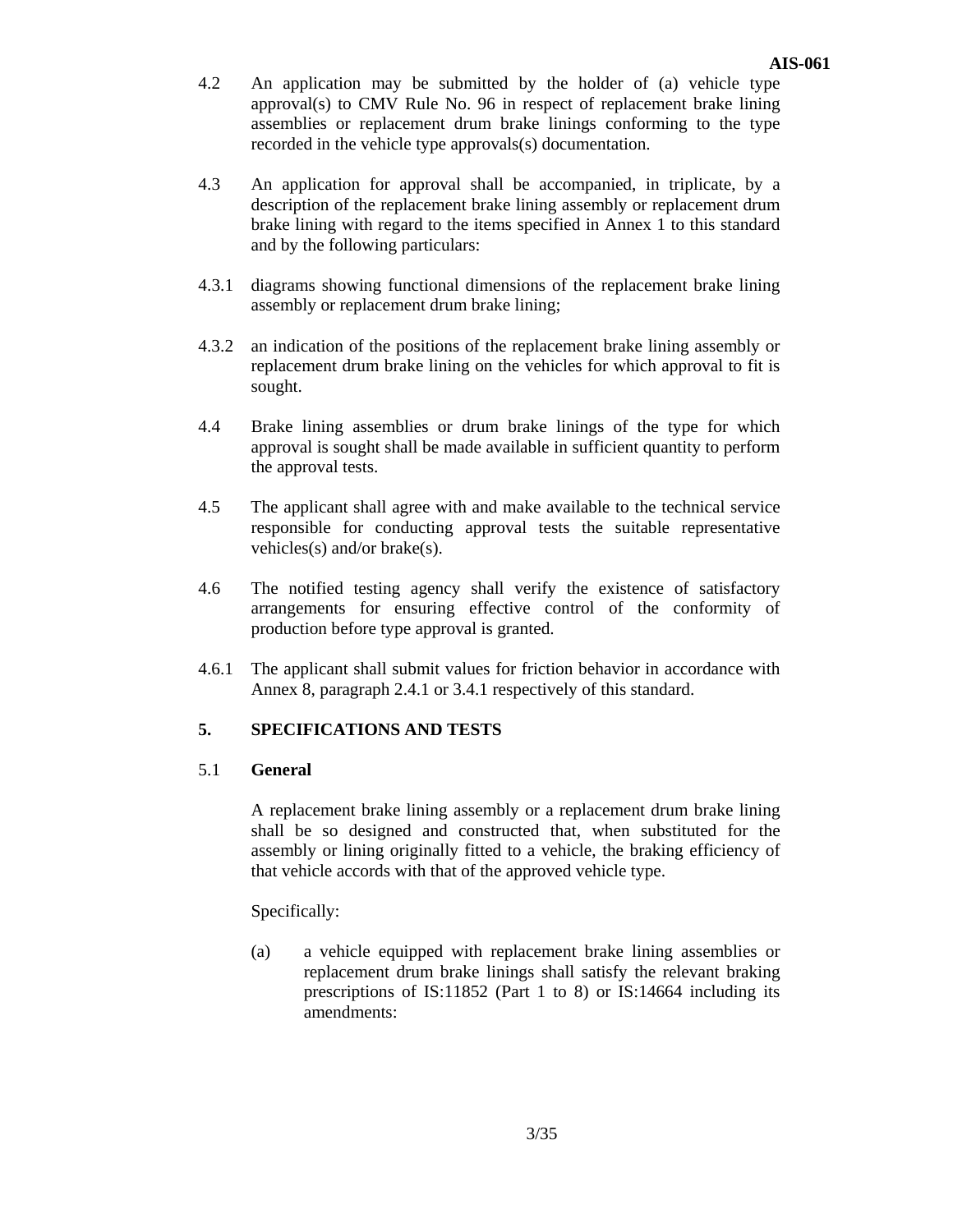4.2 An application may be submitted by the holder of (a) vehicle type approval(s) to CMV Rule No. 96 in respect of replacement brake lining assemblies or replacement drum brake linings conforming to the type recorded in the vehicle type approvals(s) documentation.

4.3 An application for approval shall be accompanied, in triplicate, by a description of the replacement brake lining assembly or replacement drum brake lining with regard to the items specified in Annex 1 to this standard and by the following particulars:

4.3.1 diagrams showing functional dimensions of the replacement brake lining assembly or replacement drum brake lining;

4.3.2 an indication of the positions of the replacement brake lining assembly or replacement drum brake lining on the vehicles for which approval to fit is sought.

4.4 Brake lining assemblies or drum brake linings of the type for which approval is sought shall be made available in sufficient quantity to perform the approval tests.

4.5 The applicant shall agree with and make available to the technical service responsible for conducting approval tests the suitable representative vehicles(s) and/or brake(s).

4.6 The notified testing agency shall verify the existence of satisfactory arrangements for ensuring effective control of the conformity of production before type approval is granted.

4.6.1 The applicant shall submit values for friction behavior in accordance with Annex 8, paragraph 2.4.1 or 3.4.1 respectively of this standard.

## 5. SPECIFICATIONS AND TESTS

### 5.1 General

A replacement brake lining assembly or a replacement drum brake lining shall be so designed and constructed that, when substituted for the assembly or lining originally fitted to a vehicle, the braking efficiency of that vehicle accords with that of the approved vehicle type.

Specifically:

(a) a vehicle equipped with replacement brake lining assemblies or replacement drum brake linings shall satisfy the relevant braking prescriptions of IS:11852 (Part 1 to 8) or IS:14664 including its amendments: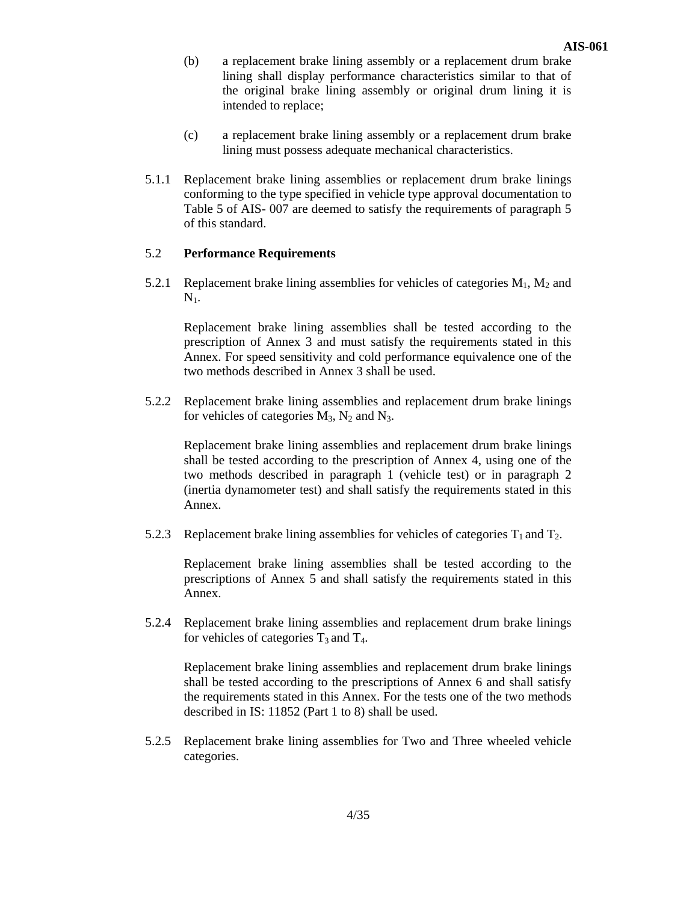(b) a replacement brake lining assembly or a replacement drum brake lining shall display performance characteristics similar to that of the original brake lining assembly or original drum lining it is intended to replace;

(c) a replacement brake lining assembly or a replacement drum brake lining must possess adequate mechanical characteristics.

5.1.1 Replacement brake lining assemblies or replacement drum brake linings conforming to the type specified in vehicle type approval documentation to Table 5 of AIS- 007 are deemed to satisfy the requirements of paragraph 5 of this standard.

5.2 **Performance Requirements**

5.2.1 Replacement brake lining assemblies for vehicles of categories $M_1$, $M_2$ and $N_1$.

Replacement brake lining assemblies shall be tested according to the prescription of Annex 3 and must satisfy the requirements stated in this Annex. For speed sensitivity and cold performance equivalence one of the two methods described in Annex 3 shall be used.

5.2.2 Replacement brake lining assemblies and replacement drum brake linings for vehicles of categories $M_3$, $N_2$ and $N_3$.

Replacement brake lining assemblies and replacement drum brake linings shall be tested according to the prescription of Annex 4, using one of the two methods described in paragraph 1 (vehicle test) or in paragraph 2 (inertia dynamometer test) and shall satisfy the requirements stated in this Annex.

5.2.3 Replacement brake lining assemblies for vehicles of categories $T_1$ and $T_2$.

Replacement brake lining assemblies shall be tested according to the prescriptions of Annex 5 and shall satisfy the requirements stated in this Annex.

5.2.4 Replacement brake lining assemblies and replacement drum brake linings for vehicles of categories $T_3$ and $T_4$.

Replacement brake lining assemblies and replacement drum brake linings shall be tested according to the prescriptions of Annex 6 and shall satisfy the requirements stated in this Annex. For the tests one of the two methods described in IS: 11852 (Part 1 to 8) shall be used.

5.2.5 Replacement brake lining assemblies for Two and Three wheeled vehicle categories.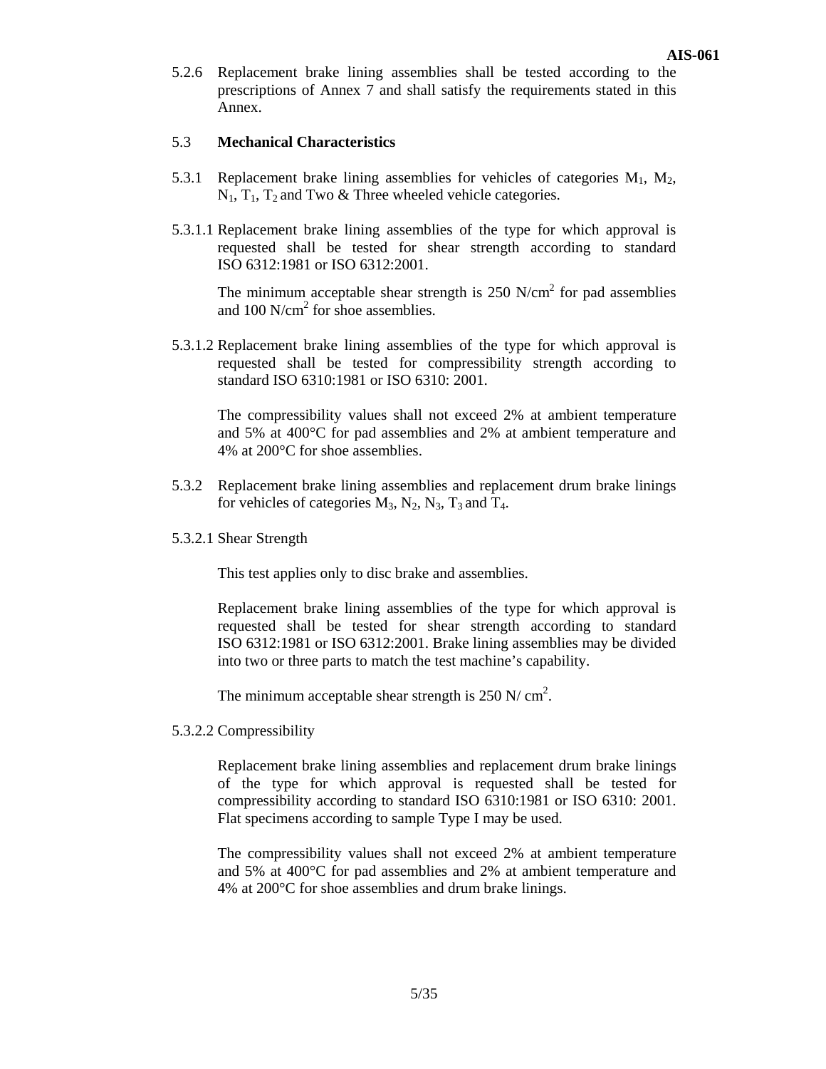5.2.6 Replacement brake lining assemblies shall be tested according to the prescriptions of Annex 7 and shall satisfy the requirements stated in this Annex.

5.3 **Mechanical Characteristics**

5.3.1 Replacement brake lining assemblies for vehicles of categories $M_1$, $M_2$, $N_1$, $T_1$, $T_2$ and Two & Three wheeled vehicle categories.

5.3.1.1 Replacement brake lining assemblies of the type for which approval is requested shall be tested for shear strength according to standard ISO 6312:1981 or ISO 6312:2001.

The minimum acceptable shear strength is 250 $N/cm^2$ for pad assemblies and 100 $N/cm^2$ for shoe assemblies.

5.3.1.2 Replacement brake lining assemblies of the type for which approval is requested shall be tested for compressibility strength according to standard ISO 6310:1981 or ISO 6310: 2001.

The compressibility values shall not exceed 2% at ambient temperature and 5% at 400°C for pad assemblies and 2% at ambient temperature and 4% at 200°C for shoe assemblies.

5.3.2 Replacement brake lining assemblies and replacement drum brake linings for vehicles of categories $M_3$, $N_2$, $N_3$, $T_3$ and $T_4$.

5.3.2.1 Shear Strength

This test applies only to disc brake and assemblies.

Replacement brake lining assemblies of the type for which approval is requested shall be tested for shear strength according to standard ISO 6312:1981 or ISO 6312:2001. Brake lining assemblies may be divided into two or three parts to match the test machine's capability.

The minimum acceptable shear strength is 250 $N/ cm^2$.

5.3.2.2 Compressibility

Replacement brake lining assemblies and replacement drum brake linings of the type for which approval is requested shall be tested for compressibility according to standard ISO 6310:1981 or ISO 6310: 2001. Flat specimens according to sample Type I may be used.

The compressibility values shall not exceed 2% at ambient temperature and 5% at 400°C for pad assemblies and 2% at ambient temperature and 4% at 200°C for shoe assemblies and drum brake linings.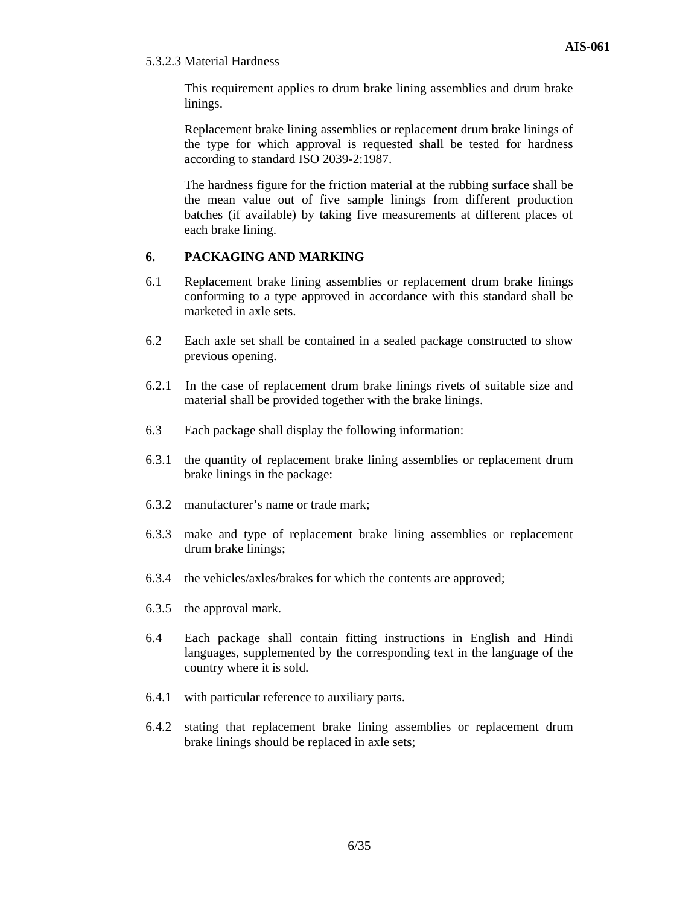5.3.2.3 Material Hardness

This requirement applies to drum brake lining assemblies and drum brake linings.

Replacement brake lining assemblies or replacement drum brake linings of the type for which approval is requested shall be tested for hardness according to standard ISO 2039-2:1987.

The hardness figure for the friction material at the rubbing surface shall be the mean value out of five sample linings from different production batches (if available) by taking five measurements at different places of each brake lining.

## 6. PACKAGING AND MARKING

6.1 Replacement brake lining assemblies or replacement drum brake linings conforming to a type approved in accordance with this standard shall be marketed in axle sets.

6.2 Each axle set shall be contained in a sealed package constructed to show previous opening.

6.2.1 In the case of replacement drum brake linings rivets of suitable size and material shall be provided together with the brake linings.

6.3 Each package shall display the following information:

6.3.1 the quantity of replacement brake lining assemblies or replacement drum brake linings in the package:

6.3.2 manufacturer's name or trade mark;

6.3.3 make and type of replacement brake lining assemblies or replacement drum brake linings;

6.3.4 the vehicles/axles/brakes for which the contents are approved;

6.3.5 the approval mark.

6.4 Each package shall contain fitting instructions in English and Hindi languages, supplemented by the corresponding text in the language of the country where it is sold.

6.4.1 with particular reference to auxiliary parts.

6.4.2 stating that replacement brake lining assemblies or replacement drum brake linings should be replaced in axle sets;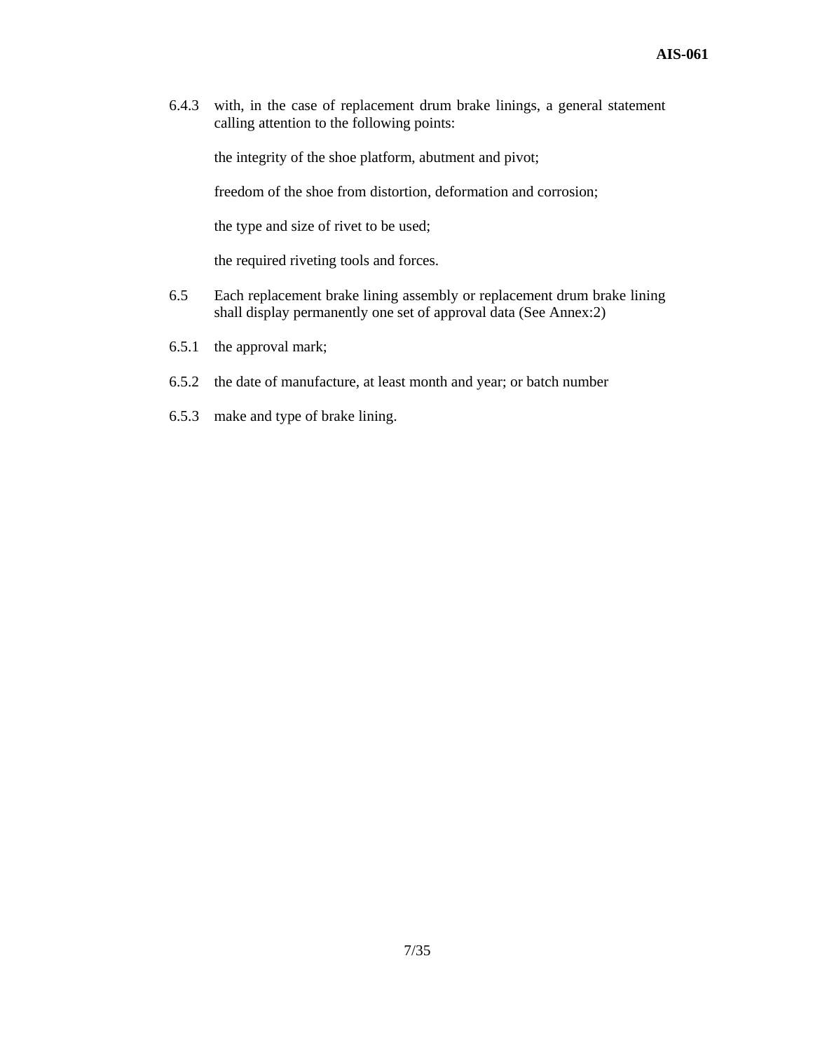6.4.3 with, in the case of replacement drum brake linings, a general statement calling attention to the following points:

the integrity of the shoe platform, abutment and pivot;

freedom of the shoe from distortion, deformation and corrosion;

the type and size of rivet to be used;

the required riveting tools and forces.

6.5 Each replacement brake lining assembly or replacement drum brake lining shall display permanently one set of approval data (See Annex:2)

6.5.1 the approval mark;

6.5.2 the date of manufacture, at least month and year; or batch number

6.5.3 make and type of brake lining.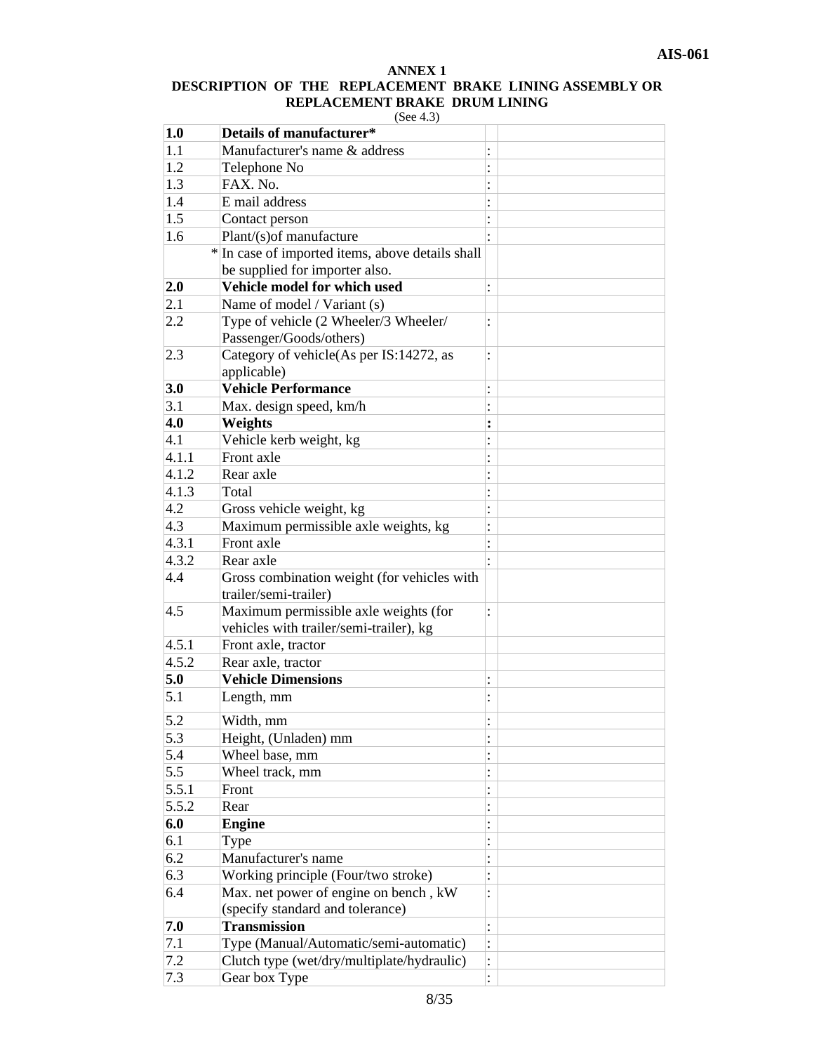## ANNEX 1

## DESCRIPTION OF THE REPLACEMENT BRAKE LINING ASSEMBLY OR REPLACEMENT BRAKE DRUM LINING

(See 4.3)

| | | | |
|---|---|---|---|
| **1.0** | **Details of manufacturer*** | | |
| 1.1 | Manufacturer's name & address | : | |
| 1.2 | Telephone No | : | |
| 1.3 | FAX. No. | : | |
| 1.4 | E mail address | : | |
| 1.5 | Contact person | : | |
| 1.6 | Plant/(s)of manufacture | : | |
| * | In case of imported items, above details shall be supplied for importer also. | | |
| **2.0** | **Vehicle model for which used** | : | |
| 2.1 | Name of model / Variant (s) | | |
| 2.2 | Type of vehicle (2 Wheeler/3 Wheeler/ Passenger/Goods/others) | : | |
| 2.3 | Category of vehicle(As per IS:14272, as applicable) | : | |
| **3.0** | **Vehicle Performance** | : | |
| 3.1 | Max. design speed, km/h | : | |
| **4.0** | **Weights** | **:** | |
| 4.1 | Vehicle kerb weight, kg | : | |
| 4.1.1 | Front axle | : | |
| 4.1.2 | Rear axle | : | |
| 4.1.3 | Total | : | |
| 4.2 | Gross vehicle weight, kg | : | |
| 4.3 | Maximum permissible axle weights, kg | : | |
| 4.3.1 | Front axle | : | |
| 4.3.2 | Rear axle | : | |
| 4.4 | Gross combination weight (for vehicles with trailer/semi-trailer) | | |
| 4.5 | Maximum permissible axle weights (for vehicles with trailer/semi-trailer), kg | : | |
| 4.5.1 | Front axle, tractor | | |
| 4.5.2 | Rear axle, tractor | | |
| **5.0** | **Vehicle Dimensions** | : | |
| 5.1 | Length, mm | : | |
| 5.2 | Width, mm | : | |
| 5.3 | Height, (Unladen) mm | : | |
| 5.4 | Wheel base, mm | : | |
| 5.5 | Wheel track, mm | : | |
| 5.5.1 | Front | : | |
| 5.5.2 | Rear | : | |
| **6.0** | **Engine** | : | |
| 6.1 | Type | : | |
| 6.2 | Manufacturer's name | : | |
| 6.3 | Working principle (Four/two stroke) | : | |
| 6.4 | Max. net power of engine on bench , kW (specify standard and tolerance) | : | |
| **7.0** | **Transmission** | : | |
| 7.1 | Type (Manual/Automatic/semi-automatic) | : | |
| 7.2 | Clutch type (wet/dry/multiplate/hydraulic) | : | |
| 7.3 | Gear box Type | : | |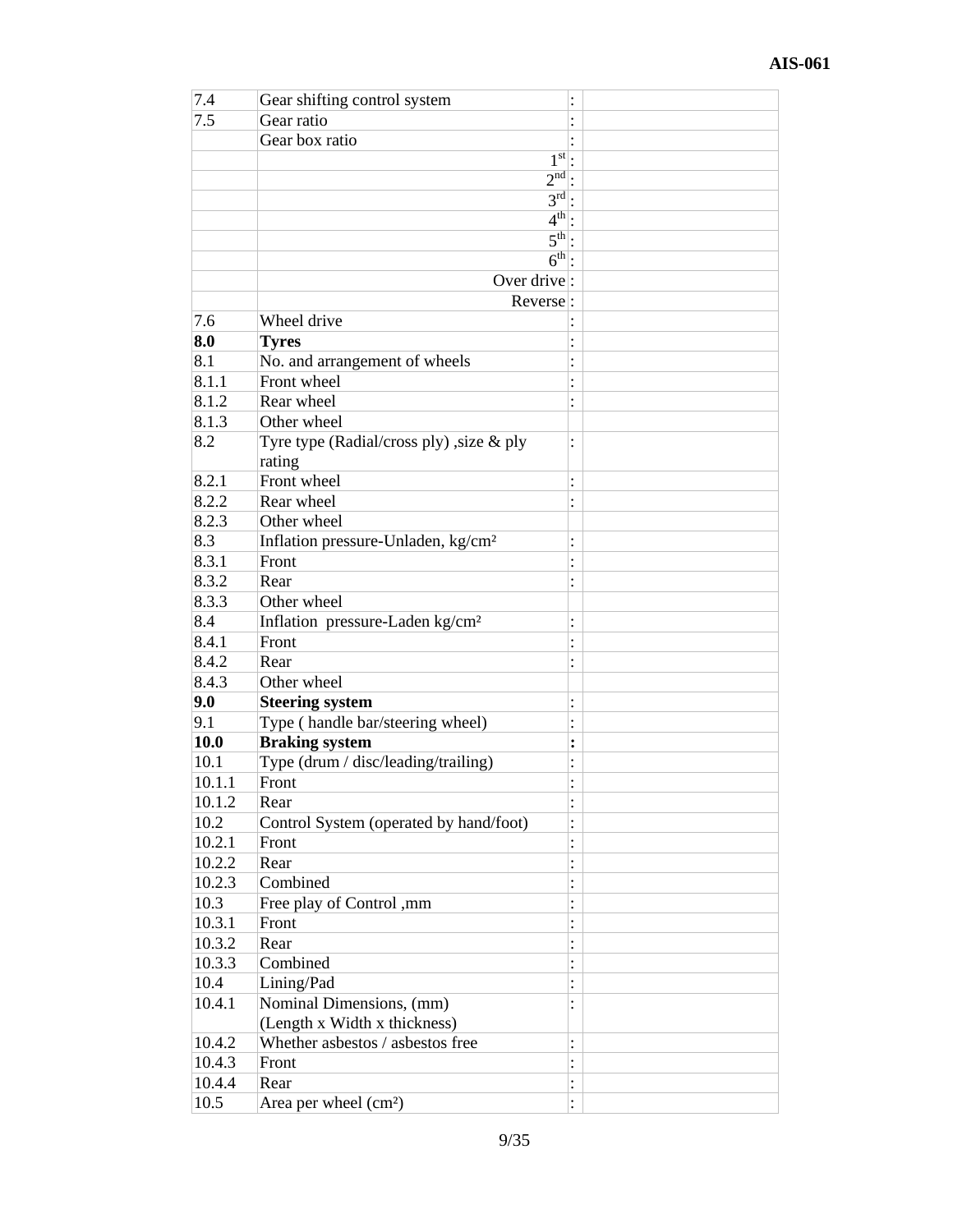| | | | |
|---|---|---|---|
| 7.4 | Gear shifting control system | : | |
| 7.5 | Gear ratio | : | |
| | Gear box ratio | : | |
| | 1st | : | |
| | 2nd | : | |
| | 3rd | : | |
| | 4th | : | |
| | 5th | : | |
| | 6th | : | |
| | Over drive | : | |
| | Reverse | : | |
| 7.6 | Wheel drive | : | |
| **8.0** | **Tyres** | : | |
| 8.1 | No. and arrangement of wheels | : | |
| 8.1.1 | Front wheel | : | |
| 8.1.2 | Rear wheel | : | |
| 8.1.3 | Other wheel | | |
| 8.2 | Tyre type (Radial/cross ply) ,size & ply rating | : | |
| 8.2.1 | Front wheel | : | |
| 8.2.2 | Rear wheel | : | |
| 8.2.3 | Other wheel | | |
| 8.3 | Inflation pressure-Unladen, kg/cm² | : | |
| 8.3.1 | Front | : | |
| 8.3.2 | Rear | : | |
| 8.3.3 | Other wheel | | |
| 8.4 | Inflation pressure-Laden kg/cm² | : | |
| 8.4.1 | Front | : | |
| 8.4.2 | Rear | : | |
| 8.4.3 | Other wheel | | |
| **9.0** | **Steering system** | : | |
| 9.1 | Type ( handle bar/steering wheel) | : | |
| **10.0** | **Braking system** | **:** | |
| 10.1 | Type (drum / disc/leading/trailing) | : | |
| 10.1.1 | Front | : | |
| 10.1.2 | Rear | : | |
| 10.2 | Control System (operated by hand/foot) | : | |
| 10.2.1 | Front | : | |
| 10.2.2 | Rear | : | |
| 10.2.3 | Combined | : | |
| 10.3 | Free play of Control ,mm | : | |
| 10.3.1 | Front | : | |
| 10.3.2 | Rear | : | |
| 10.3.3 | Combined | : | |
| 10.4 | Lining/Pad | : | |
| 10.4.1 | Nominal Dimensions, (mm) (Length x Width x thickness) | : | |
| 10.4.2 | Whether asbestos / asbestos free | : | |
| 10.4.3 | Front | : | |
| 10.4.4 | Rear | : | |
| 10.5 | Area per wheel (cm²) | : | |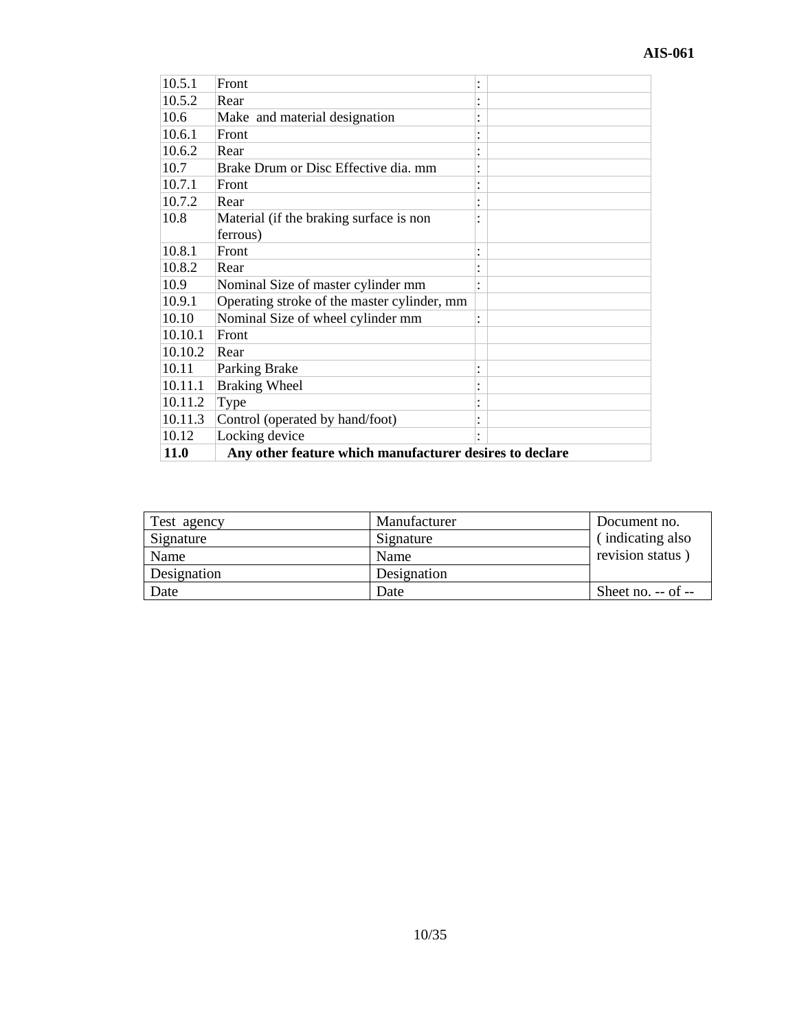| | | | |
|---|---|---|---|
| 10.5.1 | Front | : | |
| 10.5.2 | Rear | : | |
| 10.6 | Make and material designation | : | |
| 10.6.1 | Front | : | |
| 10.6.2 | Rear | : | |
| 10.7 | Brake Drum or Disc Effective dia. mm | : | |
| 10.7.1 | Front | : | |
| 10.7.2 | Rear | : | |
| 10.8 | Material (if the braking surface is non ferrous) | : | |
| 10.8.1 | Front | : | |
| 10.8.2 | Rear | : | |
| 10.9 | Nominal Size of master cylinder mm | : | |
| 10.9.1 | Operating stroke of the master cylinder, mm | | |
| 10.10 | Nominal Size of wheel cylinder mm | : | |
| 10.10.1 | Front | | |
| 10.10.2 | Rear | | |
| 10.11 | Parking Brake | : | |
| 10.11.1 | Braking Wheel | : | |
| 10.11.2 | Type | : | |
| 10.11.3 | Control (operated by hand/foot) | : | |
| 10.12 | Locking device | : | |
| **11.0** | **Any other feature which manufacturer desires to declare** | | |

| Test agency | Manufacturer | Document no. ( indicating also revision status ) |
|---|---|---|
| Signature | Signature | |
| Name | Name | |
| Designation | Designation | |
| Date | Date | Sheet no. -- of -- |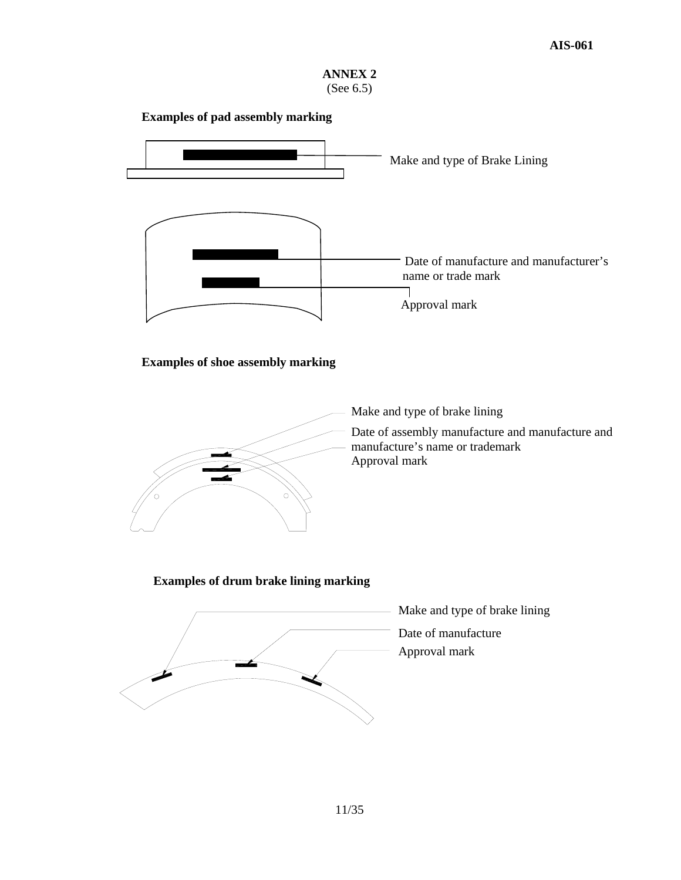# ANNEX 2

(See 6.5)

**Examples of pad assembly marking**

Make and type of Brake Lining

Date of manufacture and manufacturer's name or trade mark

Approval mark

**Examples of shoe assembly marking**

Make and type of brake lining

Date of assembly manufacture and manufacture and manufacture's name or trademark

Approval mark

**Examples of drum brake lining marking**

Make and type of brake lining

Date of manufacture

Approval mark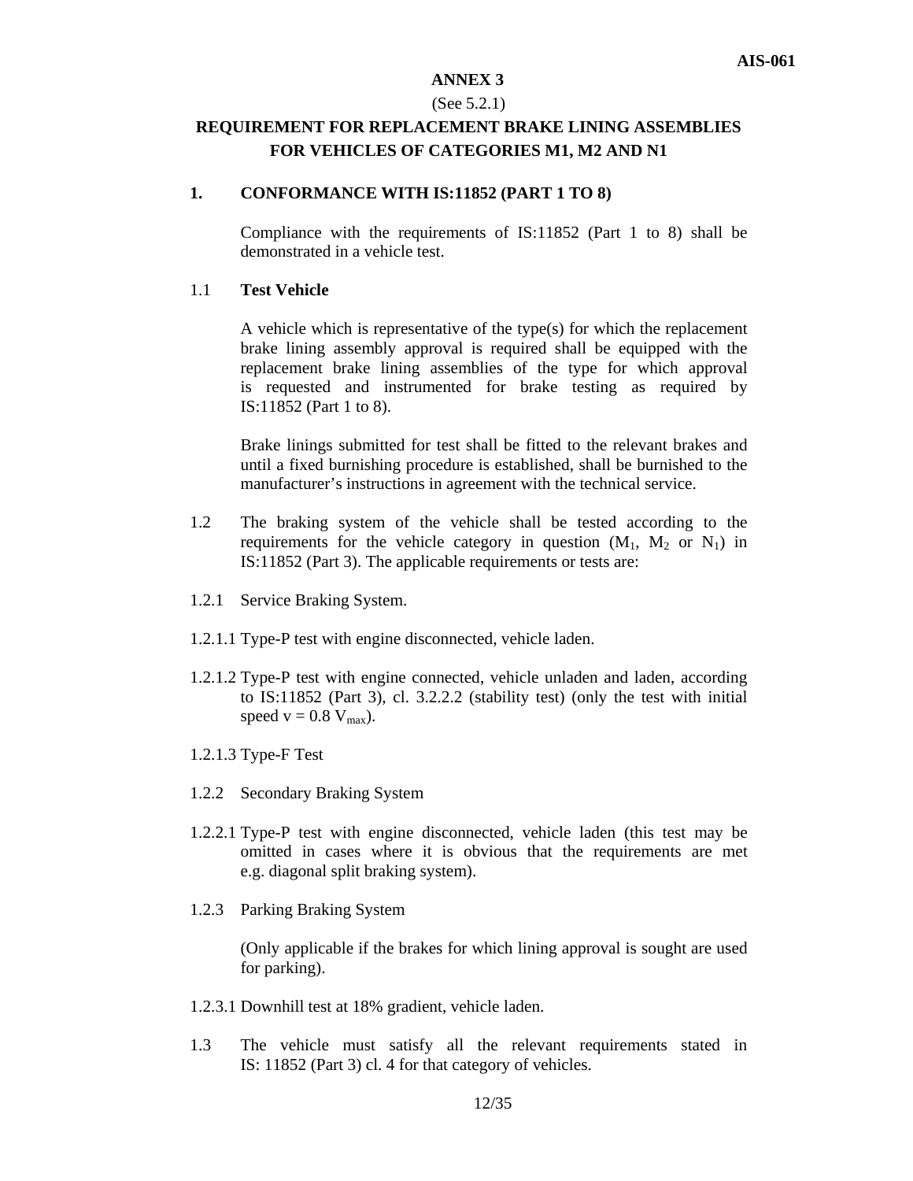# ANNEX 3

(See 5.2.1)

## REQUIREMENT FOR REPLACEMENT BRAKE LINING ASSEMBLIES FOR VEHICLES OF CATEGORIES M1, M2 AND N1

### 1. CONFORMANCE WITH IS:11852 (PART 1 TO 8)

Compliance with the requirements of IS:11852 (Part 1 to 8) shall be demonstrated in a vehicle test.

1.1 **Test Vehicle**

A vehicle which is representative of the type(s) for which the replacement brake lining assembly approval is required shall be equipped with the replacement brake lining assemblies of the type for which approval is requested and instrumented for brake testing as required by IS:11852 (Part 1 to 8).

Brake linings submitted for test shall be fitted to the relevant brakes and until a fixed burnishing procedure is established, shall be burnished to the manufacturer's instructions in agreement with the technical service.

1.2 The braking system of the vehicle shall be tested according to the requirements for the vehicle category in question ($M_1$, $M_2$ or $N_1$) in IS:11852 (Part 3). The applicable requirements or tests are:

1.2.1 Service Braking System.

1.2.1.1 Type-P test with engine disconnected, vehicle laden.

1.2.1.2 Type-P test with engine connected, vehicle unladen and laden, according to IS:11852 (Part 3), cl. 3.2.2.2 (stability test) (only the test with initial speed $v = 0.8\ V_{max}$).

1.2.1.3 Type-F Test

1.2.2 Secondary Braking System

1.2.2.1 Type-P test with engine disconnected, vehicle laden (this test may be omitted in cases where it is obvious that the requirements are met e.g. diagonal split braking system).

1.2.3 Parking Braking System

(Only applicable if the brakes for which lining approval is sought are used for parking).

1.2.3.1 Downhill test at 18% gradient, vehicle laden.

1.3 The vehicle must satisfy all the relevant requirements stated in IS: 11852 (Part 3) cl. 4 for that category of vehicles.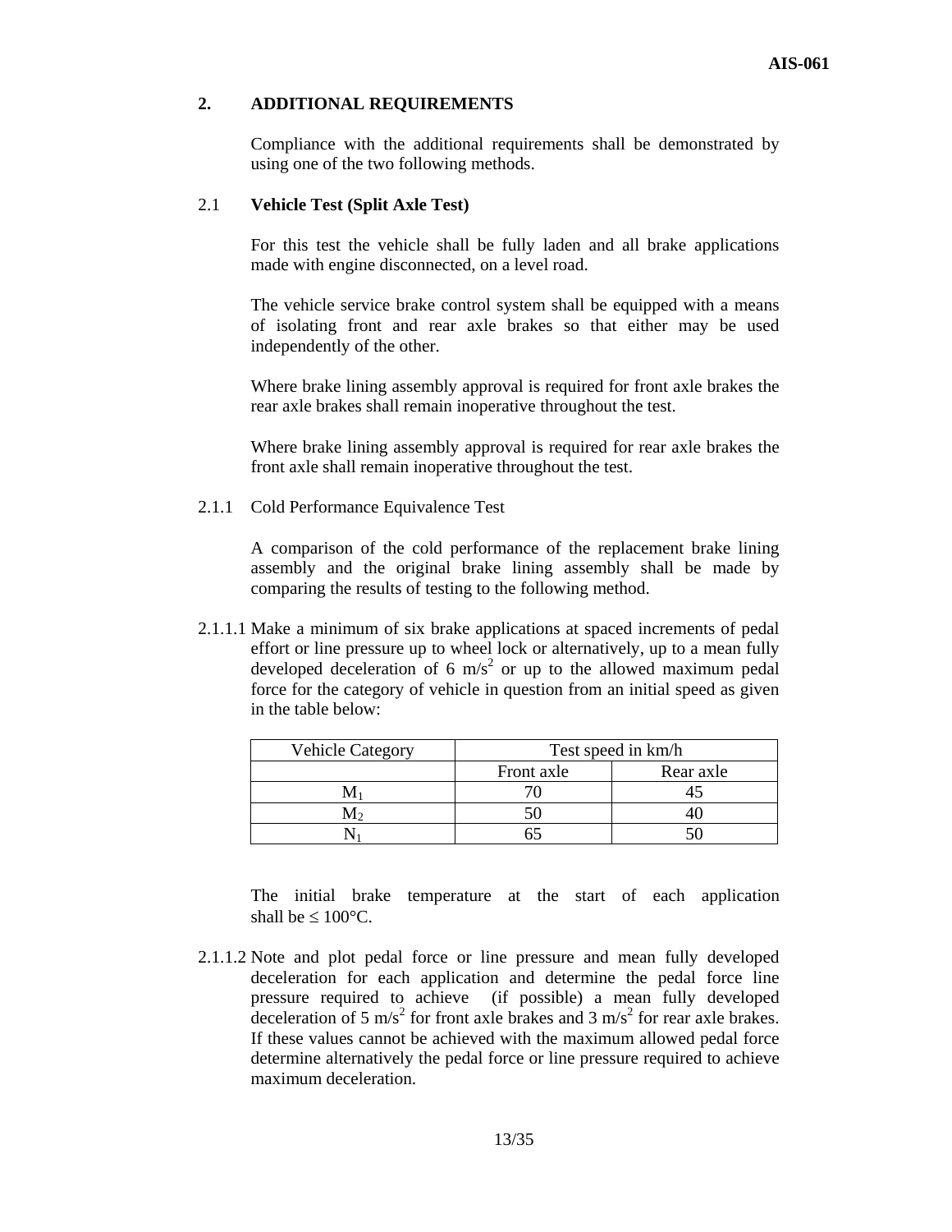## 2. ADDITIONAL REQUIREMENTS

Compliance with the additional requirements shall be demonstrated by using one of the two following methods.

### 2.1 **Vehicle Test (Split Axle Test)**

For this test the vehicle shall be fully laden and all brake applications made with engine disconnected, on a level road.

The vehicle service brake control system shall be equipped with a means of isolating front and rear axle brakes so that either may be used independently of the other.

Where brake lining assembly approval is required for front axle brakes the rear axle brakes shall remain inoperative throughout the test.

Where brake lining assembly approval is required for rear axle brakes the front axle shall remain inoperative throughout the test.

2.1.1 Cold Performance Equivalence Test

A comparison of the cold performance of the replacement brake lining assembly and the original brake lining assembly shall be made by comparing the results of testing to the following method.

2.1.1.1 Make a minimum of six brake applications at spaced increments of pedal effort or line pressure up to wheel lock or alternatively, up to a mean fully developed deceleration of 6 $m/s^2$ or up to the allowed maximum pedal force for the category of vehicle in question from an initial speed as given in the table below:

| Vehicle Category | Test speed in km/h | |
|---|---|---|
| | Front axle | Rear axle |
| $M_1$ | 70 | 45 |
| $M_2$ | 50 | 40 |
| $N_1$ | 65 | 50 |

The initial brake temperature at the start of each application shall be ≤ 100°C.

2.1.1.2 Note and plot pedal force or line pressure and mean fully developed deceleration for each application and determine the pedal force line pressure required to achieve (if possible) a mean fully developed deceleration of 5 $m/s^2$ for front axle brakes and 3 $m/s^2$ for rear axle brakes. If these values cannot be achieved with the maximum allowed pedal force determine alternatively the pedal force or line pressure required to achieve maximum deceleration.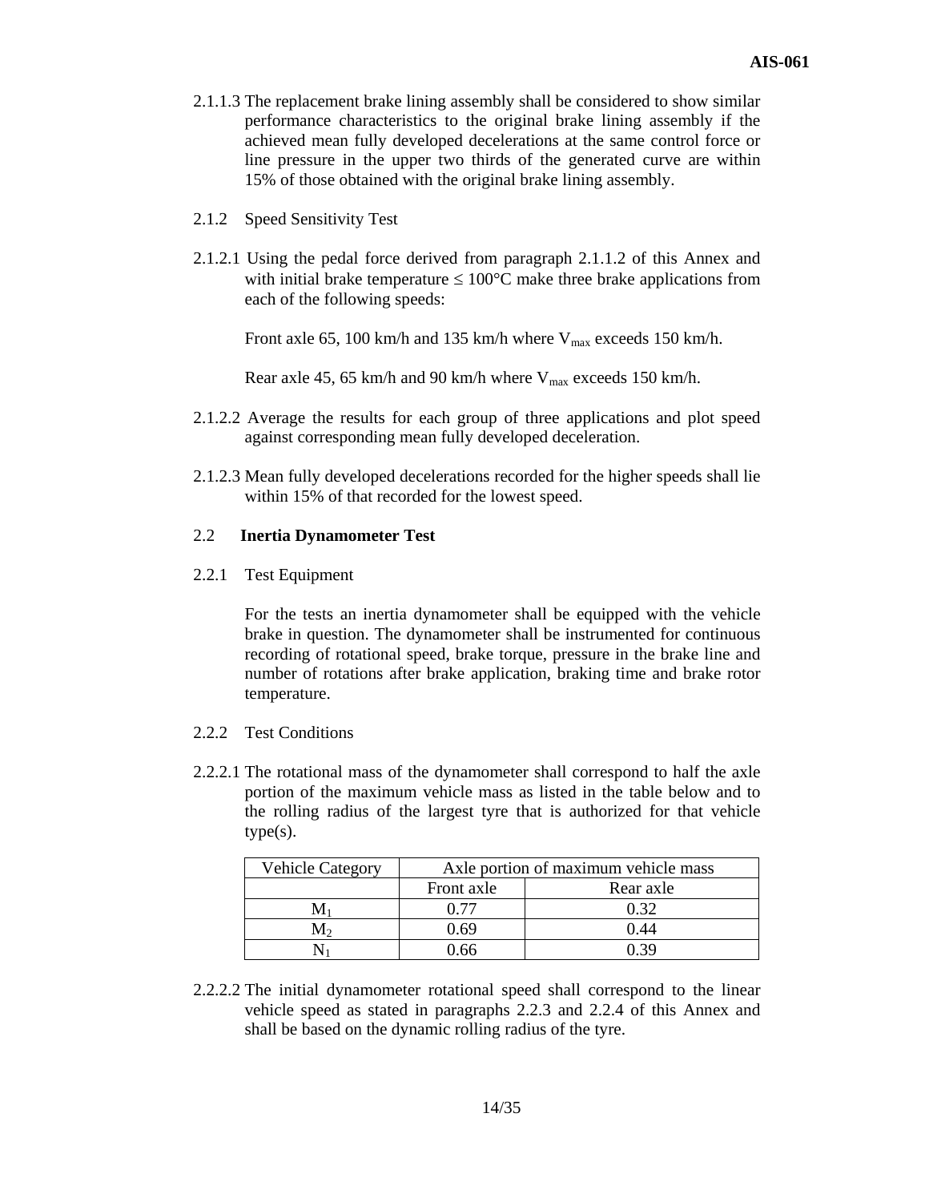2.1.1.3 The replacement brake lining assembly shall be considered to show similar performance characteristics to the original brake lining assembly if the achieved mean fully developed decelerations at the same control force or line pressure in the upper two thirds of the generated curve are within 15% of those obtained with the original brake lining assembly.

2.1.2 Speed Sensitivity Test

2.1.2.1 Using the pedal force derived from paragraph 2.1.1.2 of this Annex and with initial brake temperature ≤ 100°C make three brake applications from each of the following speeds:

Front axle 65, 100 km/h and 135 km/h where $V_{max}$ exceeds 150 km/h.

Rear axle 45, 65 km/h and 90 km/h where $V_{max}$ exceeds 150 km/h.

2.1.2.2 Average the results for each group of three applications and plot speed against corresponding mean fully developed deceleration.

2.1.2.3 Mean fully developed decelerations recorded for the higher speeds shall lie within 15% of that recorded for the lowest speed.

## 2.2 Inertia Dynamometer Test

2.2.1 Test Equipment

For the tests an inertia dynamometer shall be equipped with the vehicle brake in question. The dynamometer shall be instrumented for continuous recording of rotational speed, brake torque, pressure in the brake line and number of rotations after brake application, braking time and brake rotor temperature.

2.2.2 Test Conditions

2.2.2.1 The rotational mass of the dynamometer shall correspond to half the axle portion of the maximum vehicle mass as listed in the table below and to the rolling radius of the largest tyre that is authorized for that vehicle type(s).

| Vehicle Category | Axle portion of maximum vehicle mass | |
|---|---|---|
| | Front axle | Rear axle |
| $M_1$ | 0.77 | 0.32 |
| $M_2$ | 0.69 | 0.44 |
| $N_1$ | 0.66 | 0.39 |

2.2.2.2 The initial dynamometer rotational speed shall correspond to the linear vehicle speed as stated in paragraphs 2.2.3 and 2.2.4 of this Annex and shall be based on the dynamic rolling radius of the tyre.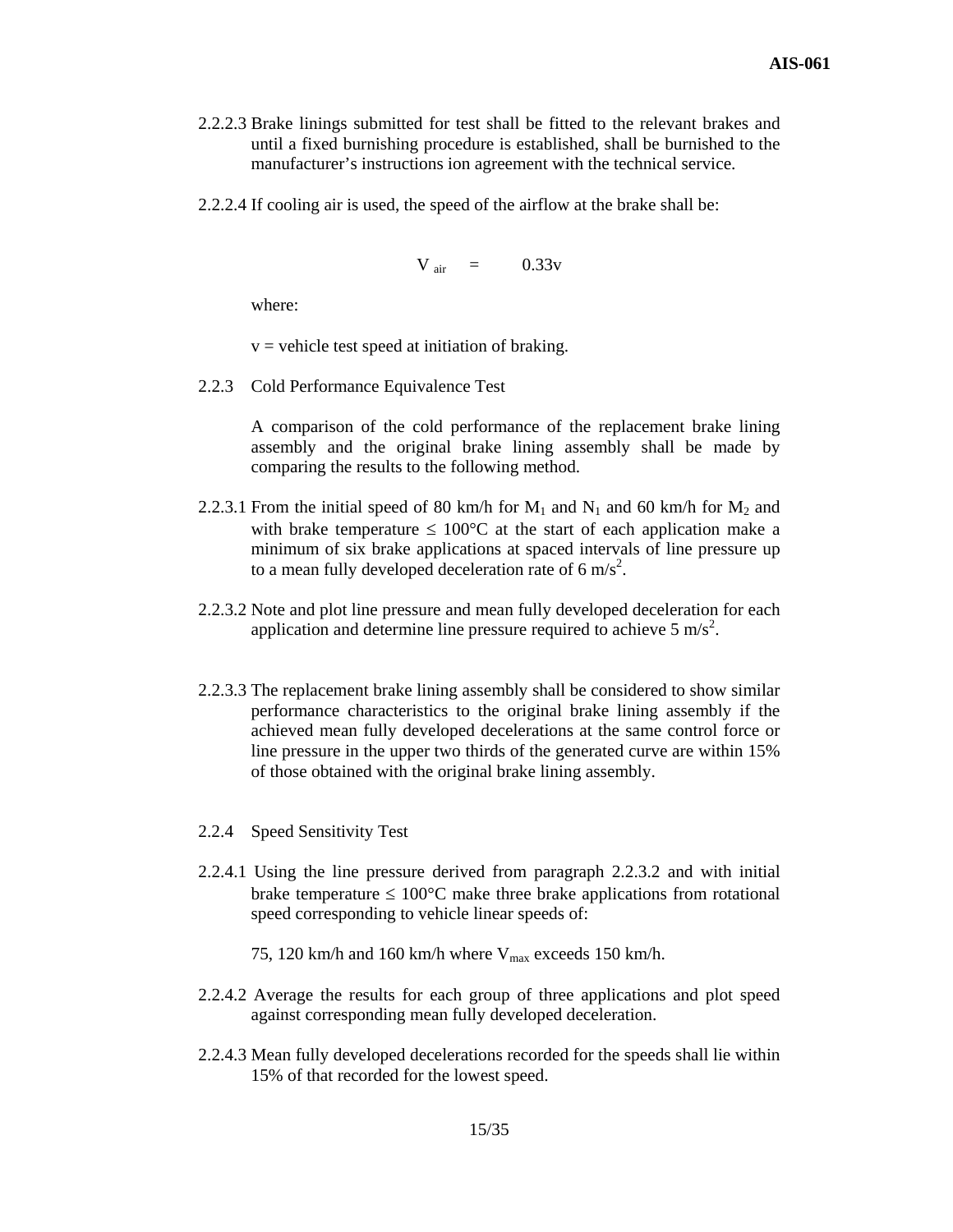2.2.2.3 Brake linings submitted for test shall be fitted to the relevant brakes and until a fixed burnishing procedure is established, shall be burnished to the manufacturer's instructions ion agreement with the technical service.

2.2.2.4 If cooling air is used, the speed of the airflow at the brake shall be:

$$V_{air} = 0.33v$$

where:

v = vehicle test speed at initiation of braking.

2.2.3 Cold Performance Equivalence Test

A comparison of the cold performance of the replacement brake lining assembly and the original brake lining assembly shall be made by comparing the results to the following method.

2.2.3.1 From the initial speed of 80 km/h for $M_1$ and $N_1$ and 60 km/h for $M_2$ and with brake temperature $\leq$ 100°C at the start of each application make a minimum of six brake applications at spaced intervals of line pressure up to a mean fully developed deceleration rate of 6 $m/s^2$.

2.2.3.2 Note and plot line pressure and mean fully developed deceleration for each application and determine line pressure required to achieve 5 $m/s^2$.

2.2.3.3 The replacement brake lining assembly shall be considered to show similar performance characteristics to the original brake lining assembly if the achieved mean fully developed decelerations at the same control force or line pressure in the upper two thirds of the generated curve are within 15% of those obtained with the original brake lining assembly.

2.2.4 Speed Sensitivity Test

2.2.4.1 Using the line pressure derived from paragraph 2.2.3.2 and with initial brake temperature $\leq$ 100°C make three brake applications from rotational speed corresponding to vehicle linear speeds of:

75, 120 km/h and 160 km/h where $V_{max}$ exceeds 150 km/h.

2.2.4.2 Average the results for each group of three applications and plot speed against corresponding mean fully developed deceleration.

2.2.4.3 Mean fully developed decelerations recorded for the speeds shall lie within 15% of that recorded for the lowest speed.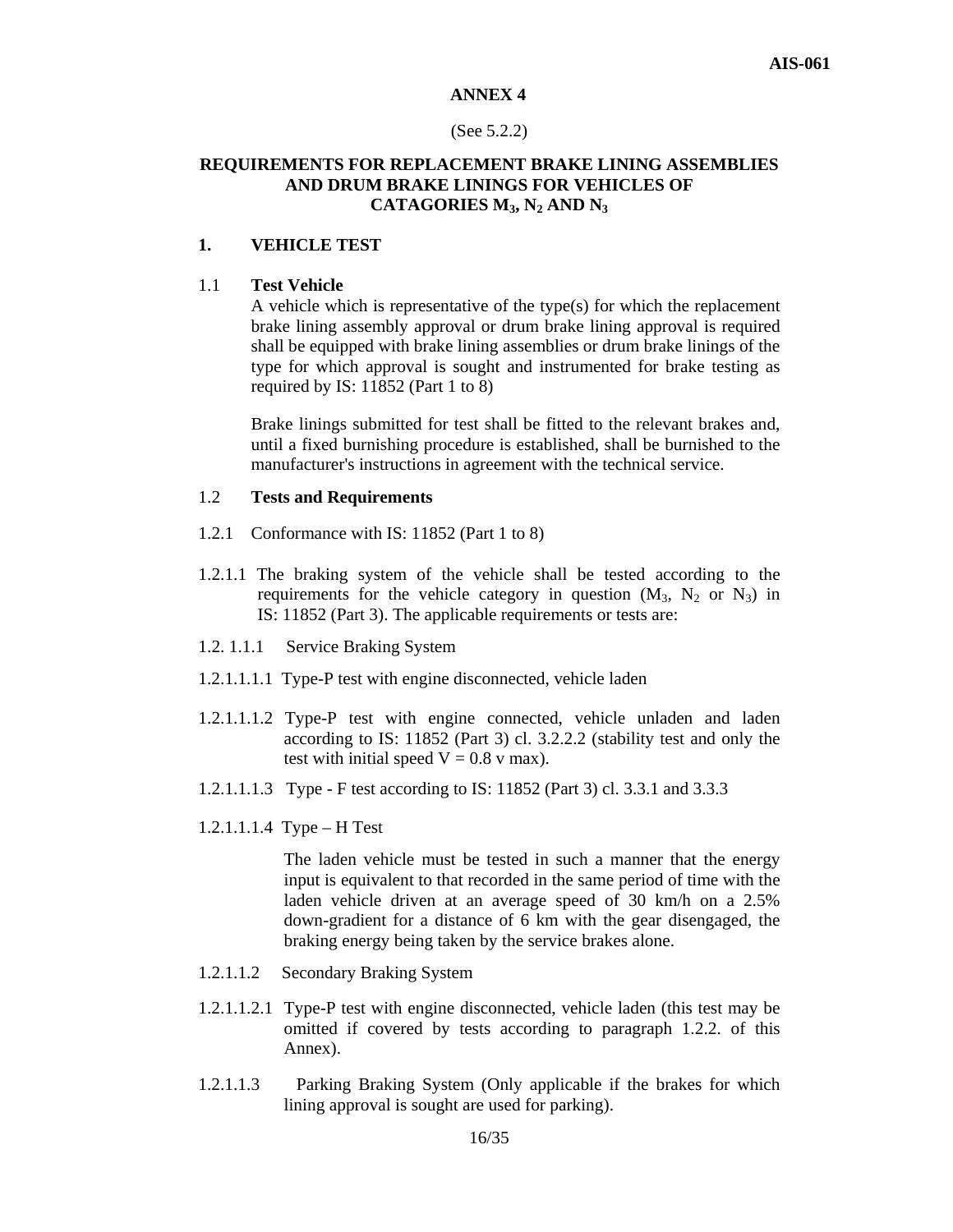# ANNEX 4

(See 5.2.2)

## REQUIREMENTS FOR REPLACEMENT BRAKE LINING ASSEMBLIES AND DRUM BRAKE LININGS FOR VEHICLES OF CATAGORIES $M_3$, $N_2$ AND $N_3$

### 1. VEHICLE TEST

1.1 **Test Vehicle**

A vehicle which is representative of the type(s) for which the replacement brake lining assembly approval or drum brake lining approval is required shall be equipped with brake lining assemblies or drum brake linings of the type for which approval is sought and instrumented for brake testing as required by IS: 11852 (Part 1 to 8)

Brake linings submitted for test shall be fitted to the relevant brakes and, until a fixed burnishing procedure is established, shall be burnished to the manufacturer's instructions in agreement with the technical service.

1.2 **Tests and Requirements**

1.2.1 Conformance with IS: 11852 (Part 1 to 8)

1.2.1.1 The braking system of the vehicle shall be tested according to the requirements for the vehicle category in question ($M_3$, $N_2$ or $N_3$) in IS: 11852 (Part 3). The applicable requirements or tests are:

1.2. 1.1.1 Service Braking System

1.2.1.1.1.1 Type-P test with engine disconnected, vehicle laden

1.2.1.1.1.2 Type-P test with engine connected, vehicle unladen and laden according to IS: 11852 (Part 3) cl. 3.2.2.2 (stability test and only the test with initial speed V = 0.8 v max).

1.2.1.1.1.3 Type - F test according to IS: 11852 (Part 3) cl. 3.3.1 and 3.3.3

1.2.1.1.1.4 Type – H Test

The laden vehicle must be tested in such a manner that the energy input is equivalent to that recorded in the same period of time with the laden vehicle driven at an average speed of 30 km/h on a 2.5% down-gradient for a distance of 6 km with the gear disengaged, the braking energy being taken by the service brakes alone.

1.2.1.1.2 Secondary Braking System

1.2.1.1.2.1 Type-P test with engine disconnected, vehicle laden (this test may be omitted if covered by tests according to paragraph 1.2.2. of this Annex).

1.2.1.1.3 Parking Braking System (Only applicable if the brakes for which lining approval is sought are used for parking).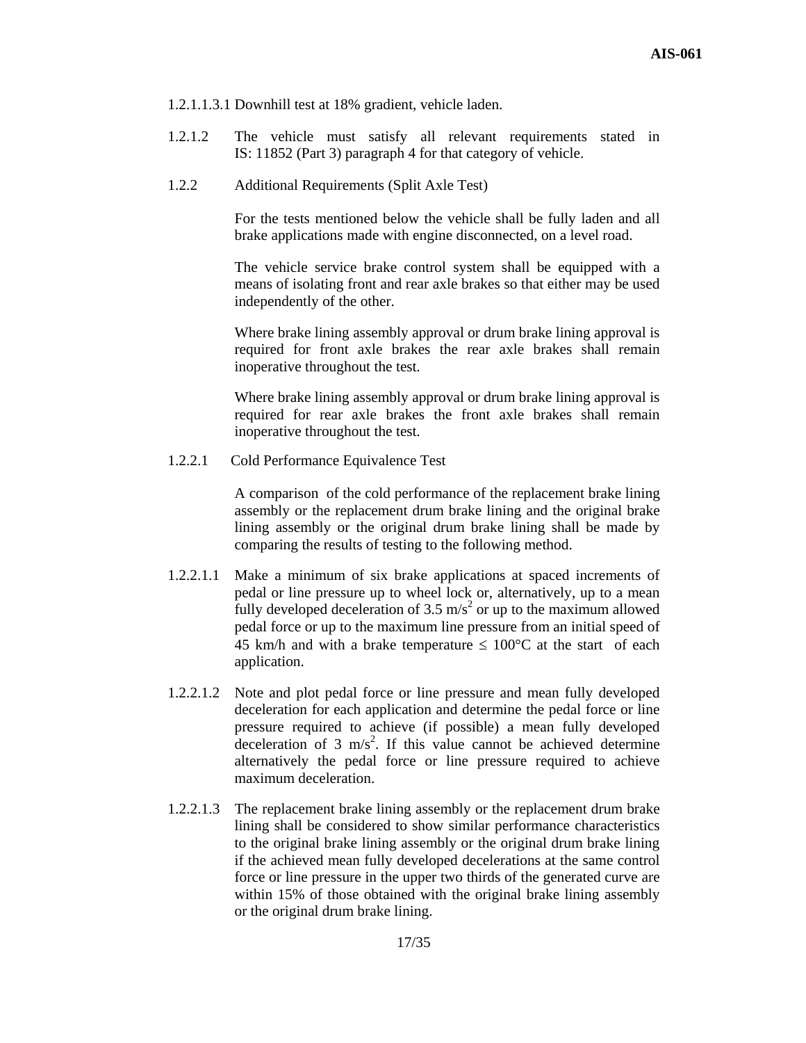1.2.1.1.3.1 Downhill test at 18% gradient, vehicle laden.

1.2.1.2 The vehicle must satisfy all relevant requirements stated in IS: 11852 (Part 3) paragraph 4 for that category of vehicle.

1.2.2 Additional Requirements (Split Axle Test)

For the tests mentioned below the vehicle shall be fully laden and all brake applications made with engine disconnected, on a level road.

The vehicle service brake control system shall be equipped with a means of isolating front and rear axle brakes so that either may be used independently of the other.

Where brake lining assembly approval or drum brake lining approval is required for front axle brakes the rear axle brakes shall remain inoperative throughout the test.

Where brake lining assembly approval or drum brake lining approval is required for rear axle brakes the front axle brakes shall remain inoperative throughout the test.

1.2.2.1 Cold Performance Equivalence Test

A comparison of the cold performance of the replacement brake lining assembly or the replacement drum brake lining and the original brake lining assembly or the original drum brake lining shall be made by comparing the results of testing to the following method.

1.2.2.1.1 Make a minimum of six brake applications at spaced increments of pedal or line pressure up to wheel lock or, alternatively, up to a mean fully developed deceleration of 3.5 $m/s^2$ or up to the maximum allowed pedal force or up to the maximum line pressure from an initial speed of 45 km/h and with a brake temperature $\leq$ 100°C at the start of each application.

1.2.2.1.2 Note and plot pedal force or line pressure and mean fully developed deceleration for each application and determine the pedal force or line pressure required to achieve (if possible) a mean fully developed deceleration of 3 $m/s^2$. If this value cannot be achieved determine alternatively the pedal force or line pressure required to achieve maximum deceleration.

1.2.2.1.3 The replacement brake lining assembly or the replacement drum brake lining shall be considered to show similar performance characteristics to the original brake lining assembly or the original drum brake lining if the achieved mean fully developed decelerations at the same control force or line pressure in the upper two thirds of the generated curve are within 15% of those obtained with the original brake lining assembly or the original drum brake lining.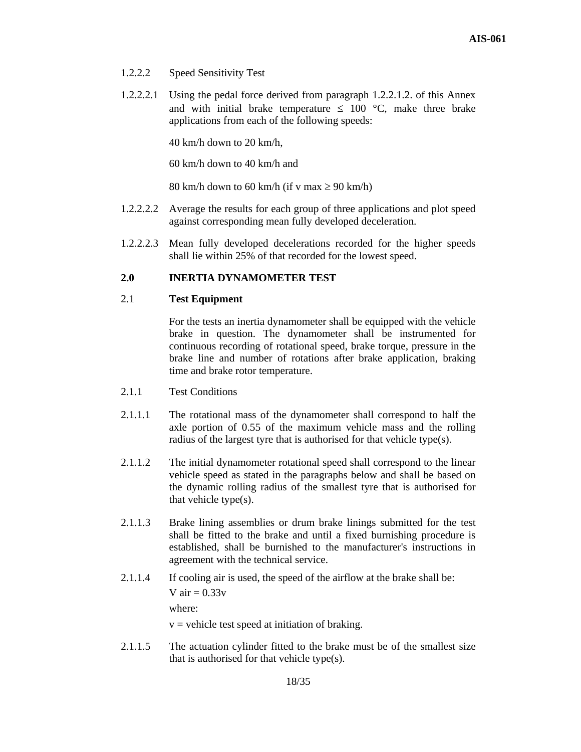1.2.2.2 Speed Sensitivity Test

1.2.2.2.1 Using the pedal force derived from paragraph 1.2.2.1.2. of this Annex and with initial brake temperature $\leq$ 100 °C, make three brake applications from each of the following speeds:

40 km/h down to 20 km/h,

60 km/h down to 40 km/h and

80 km/h down to 60 km/h (if $v_{max} \geq$ 90 km/h)

1.2.2.2.2 Average the results for each group of three applications and plot speed against corresponding mean fully developed deceleration.

1.2.2.2.3 Mean fully developed decelerations recorded for the higher speeds shall lie within 25% of that recorded for the lowest speed.

## 2.0 INERTIA DYNAMOMETER TEST

### 2.1 Test Equipment

For the tests an inertia dynamometer shall be equipped with the vehicle brake in question. The dynamometer shall be instrumented for continuous recording of rotational speed, brake torque, pressure in the brake line and number of rotations after brake application, braking time and brake rotor temperature.

2.1.1 Test Conditions

2.1.1.1 The rotational mass of the dynamometer shall correspond to half the axle portion of 0.55 of the maximum vehicle mass and the rolling radius of the largest tyre that is authorised for that vehicle type(s).

2.1.1.2 The initial dynamometer rotational speed shall correspond to the linear vehicle speed as stated in the paragraphs below and shall be based on the dynamic rolling radius of the smallest tyre that is authorised for that vehicle type(s).

2.1.1.3 Brake lining assemblies or drum brake linings submitted for the test shall be fitted to the brake and until a fixed burnishing procedure is established, shall be burnished to the manufacturer's instructions in agreement with the technical service.

2.1.1.4 If cooling air is used, the speed of the airflow at the brake shall be:

$V_{air} = 0.33v$

where:

v = vehicle test speed at initiation of braking.

2.1.1.5 The actuation cylinder fitted to the brake must be of the smallest size that is authorised for that vehicle type(s).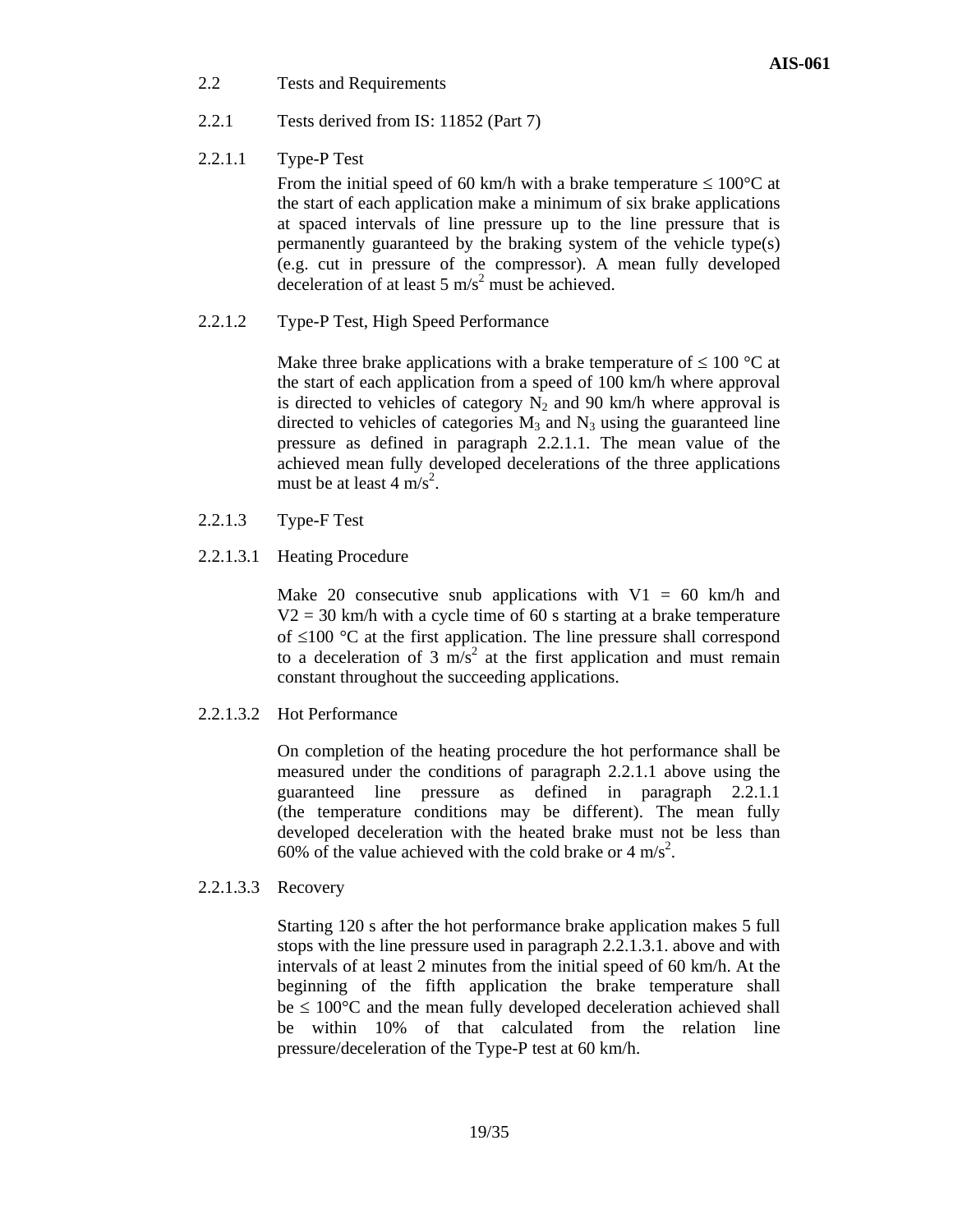## 2.2 Tests and Requirements

### 2.2.1 Tests derived from IS: 11852 (Part 7)

#### 2.2.1.1 Type-P Test

From the initial speed of 60 km/h with a brake temperature ≤ 100°C at the start of each application make a minimum of six brake applications at spaced intervals of line pressure up to the line pressure that is permanently guaranteed by the braking system of the vehicle type(s) (e.g. cut in pressure of the compressor). A mean fully developed deceleration of at least 5 $m/s^2$ must be achieved.

#### 2.2.1.2 Type-P Test, High Speed Performance

Make three brake applications with a brake temperature of ≤ 100 °C at the start of each application from a speed of 100 km/h where approval is directed to vehicles of category $N_2$ and 90 km/h where approval is directed to vehicles of categories $M_3$ and $N_3$ using the guaranteed line pressure as defined in paragraph 2.2.1.1. The mean value of the achieved mean fully developed decelerations of the three applications must be at least 4 $m/s^2$.

#### 2.2.1.3 Type-F Test

##### 2.2.1.3.1 Heating Procedure

Make 20 consecutive snub applications with V1 = 60 km/h and V2 = 30 km/h with a cycle time of 60 s starting at a brake temperature of ≤100 °C at the first application. The line pressure shall correspond to a deceleration of 3 $m/s^2$ at the first application and must remain constant throughout the succeeding applications.

##### 2.2.1.3.2 Hot Performance

On completion of the heating procedure the hot performance shall be measured under the conditions of paragraph 2.2.1.1 above using the guaranteed line pressure as defined in paragraph 2.2.1.1 (the temperature conditions may be different). The mean fully developed deceleration with the heated brake must not be less than 60% of the value achieved with the cold brake or 4 $m/s^2$.

##### 2.2.1.3.3 Recovery

Starting 120 s after the hot performance brake application makes 5 full stops with the line pressure used in paragraph 2.2.1.3.1. above and with intervals of at least 2 minutes from the initial speed of 60 km/h. At the beginning of the fifth application the brake temperature shall be ≤ 100°C and the mean fully developed deceleration achieved shall be within 10% of that calculated from the relation line pressure/deceleration of the Type-P test at 60 km/h.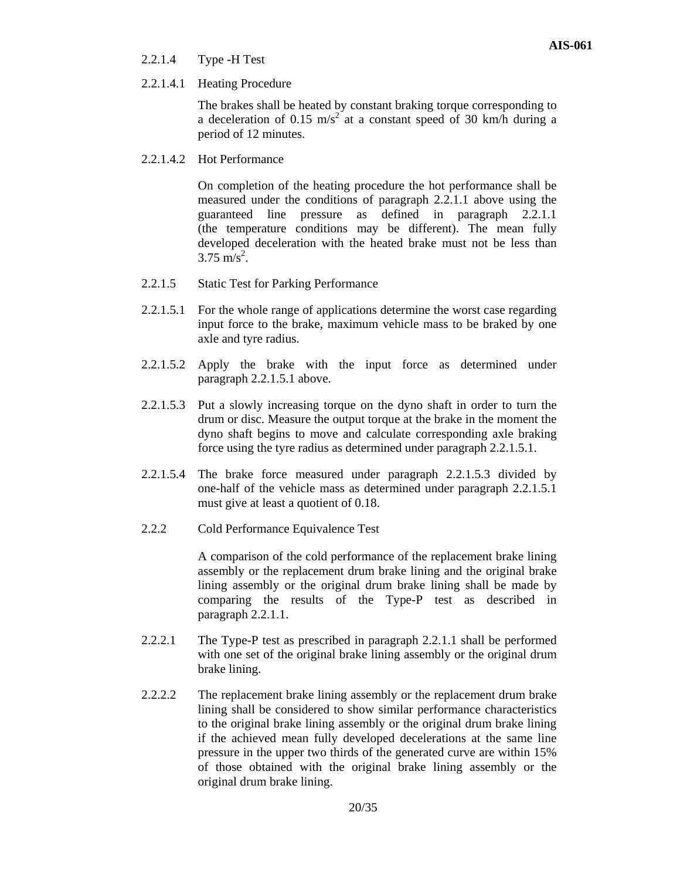2.2.1.4 Type -H Test

2.2.1.4.1 Heating Procedure

The brakes shall be heated by constant braking torque corresponding to a deceleration of 0.15 $m/s^2$ at a constant speed of 30 km/h during a period of 12 minutes.

2.2.1.4.2 Hot Performance

On completion of the heating procedure the hot performance shall be measured under the conditions of paragraph 2.2.1.1 above using the guaranteed line pressure as defined in paragraph 2.2.1.1 (the temperature conditions may be different). The mean fully developed deceleration with the heated brake must not be less than 3.75 $m/s^2$.

2.2.1.5 Static Test for Parking Performance

2.2.1.5.1 For the whole range of applications determine the worst case regarding input force to the brake, maximum vehicle mass to be braked by one axle and tyre radius.

2.2.1.5.2 Apply the brake with the input force as determined under paragraph 2.2.1.5.1 above.

2.2.1.5.3 Put a slowly increasing torque on the dyno shaft in order to turn the drum or disc. Measure the output torque at the brake in the moment the dyno shaft begins to move and calculate corresponding axle braking force using the tyre radius as determined under paragraph 2.2.1.5.1.

2.2.1.5.4 The brake force measured under paragraph 2.2.1.5.3 divided by one-half of the vehicle mass as determined under paragraph 2.2.1.5.1 must give at least a quotient of 0.18.

2.2.2 Cold Performance Equivalence Test

A comparison of the cold performance of the replacement brake lining assembly or the replacement drum brake lining and the original brake lining assembly or the original drum brake lining shall be made by comparing the results of the Type-P test as described in paragraph 2.2.1.1.

2.2.2.1 The Type-P test as prescribed in paragraph 2.2.1.1 shall be performed with one set of the original brake lining assembly or the original drum brake lining.

2.2.2.2 The replacement brake lining assembly or the replacement drum brake lining shall be considered to show similar performance characteristics to the original brake lining assembly or the original drum brake lining if the achieved mean fully developed decelerations at the same line pressure in the upper two thirds of the generated curve are within 15% of those obtained with the original brake lining assembly or the original drum brake lining.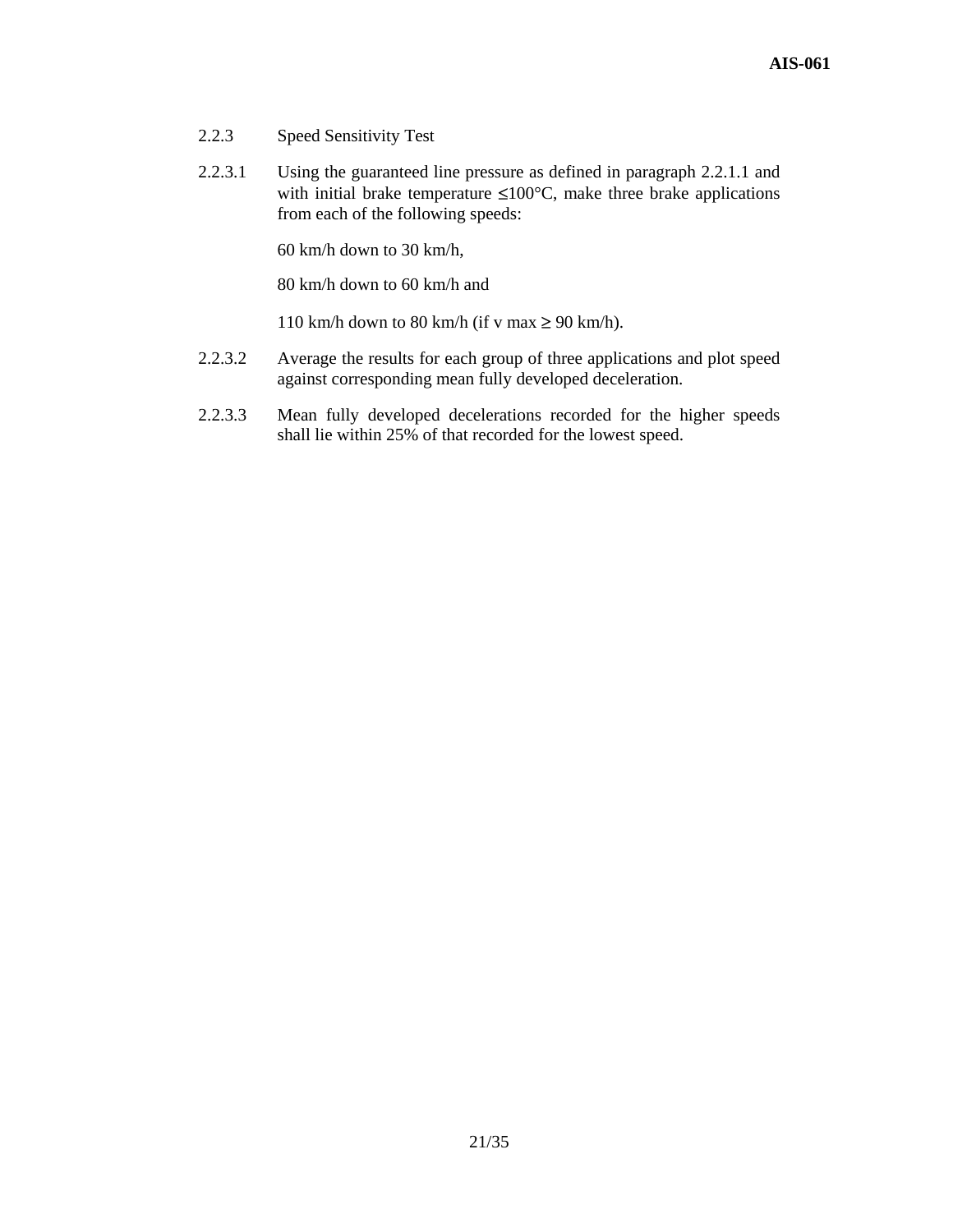2.2.3 Speed Sensitivity Test

2.2.3.1 Using the guaranteed line pressure as defined in paragraph 2.2.1.1 and with initial brake temperature ≤100°C, make three brake applications from each of the following speeds:

60 km/h down to 30 km/h,

80 km/h down to 60 km/h and

110 km/h down to 80 km/h (if v max ≥ 90 km/h).

2.2.3.2 Average the results for each group of three applications and plot speed against corresponding mean fully developed deceleration.

2.2.3.3 Mean fully developed decelerations recorded for the higher speeds shall lie within 25% of that recorded for the lowest speed.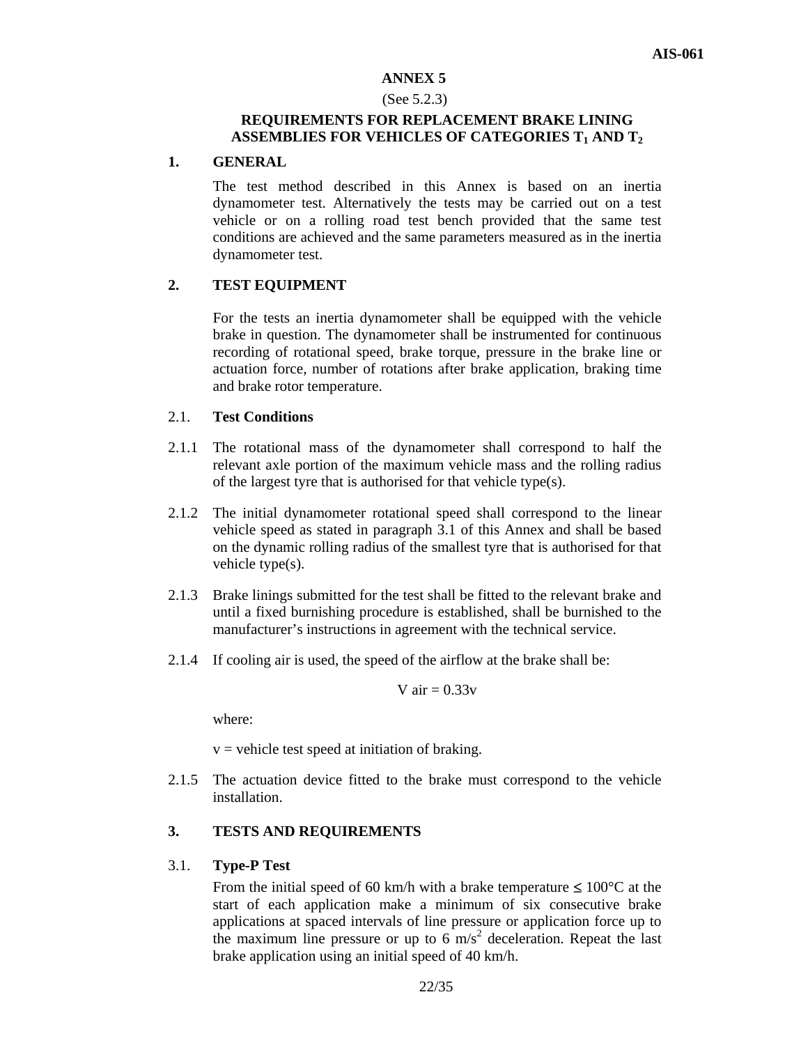# ANNEX 5

(See 5.2.3)

## REQUIREMENTS FOR REPLACEMENT BRAKE LINING ASSEMBLIES FOR VEHICLES OF CATEGORIES $T_1$ AND $T_2$

## 1. GENERAL

The test method described in this Annex is based on an inertia dynamometer test. Alternatively the tests may be carried out on a test vehicle or on a rolling road test bench provided that the same test conditions are achieved and the same parameters measured as in the inertia dynamometer test.

## 2. TEST EQUIPMENT

For the tests an inertia dynamometer shall be equipped with the vehicle brake in question. The dynamometer shall be instrumented for continuous recording of rotational speed, brake torque, pressure in the brake line or actuation force, number of rotations after brake application, braking time and brake rotor temperature.

### 2.1. Test Conditions

2.1.1 The rotational mass of the dynamometer shall correspond to half the relevant axle portion of the maximum vehicle mass and the rolling radius of the largest tyre that is authorised for that vehicle type(s).

2.1.2 The initial dynamometer rotational speed shall correspond to the linear vehicle speed as stated in paragraph 3.1 of this Annex and shall be based on the dynamic rolling radius of the smallest tyre that is authorised for that vehicle type(s).

2.1.3 Brake linings submitted for the test shall be fitted to the relevant brake and until a fixed burnishing procedure is established, shall be burnished to the manufacturer's instructions in agreement with the technical service.

2.1.4 If cooling air is used, the speed of the airflow at the brake shall be:

$$V_{air} = 0.33v$$

where:

$v$ = vehicle test speed at initiation of braking.

2.1.5 The actuation device fitted to the brake must correspond to the vehicle installation.

## 3. TESTS AND REQUIREMENTS

### 3.1. Type-P Test

From the initial speed of 60 km/h with a brake temperature $\leq$ 100°C at the start of each application make a minimum of six consecutive brake applications at spaced intervals of line pressure or application force up to the maximum line pressure or up to 6 $m/s^2$ deceleration. Repeat the last brake application using an initial speed of 40 km/h.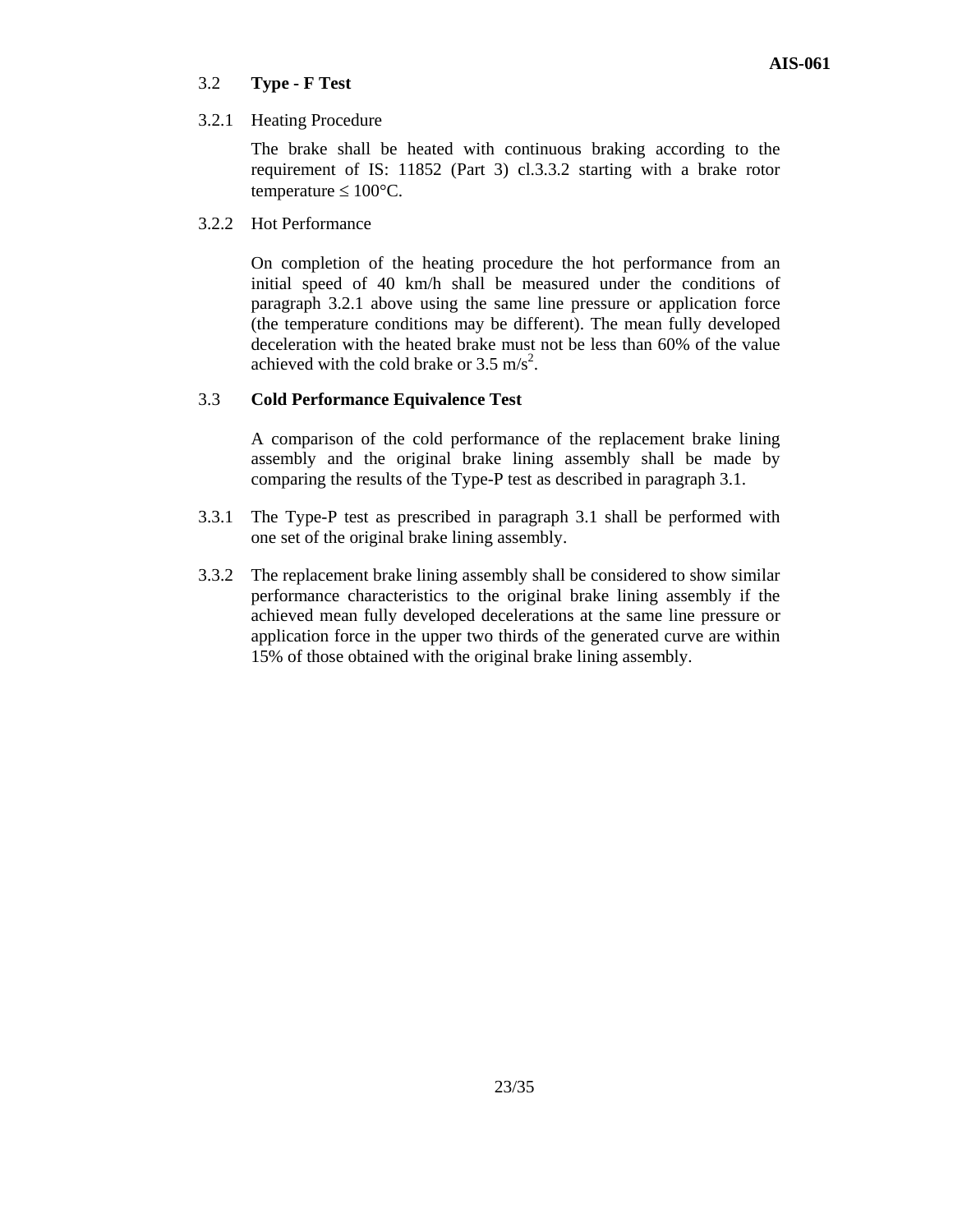### 3.2 **Type - F Test**

3.2.1 Heating Procedure

The brake shall be heated with continuous braking according to the requirement of IS: 11852 (Part 3) cl.3.3.2 starting with a brake rotor temperature ≤ 100°C.

3.2.2 Hot Performance

On completion of the heating procedure the hot performance from an initial speed of 40 km/h shall be measured under the conditions of paragraph 3.2.1 above using the same line pressure or application force (the temperature conditions may be different). The mean fully developed deceleration with the heated brake must not be less than 60% of the value achieved with the cold brake or 3.5 $m/s^2$.

### 3.3 **Cold Performance Equivalence Test**

A comparison of the cold performance of the replacement brake lining assembly and the original brake lining assembly shall be made by comparing the results of the Type-P test as described in paragraph 3.1.

3.3.1 The Type-P test as prescribed in paragraph 3.1 shall be performed with one set of the original brake lining assembly.

3.3.2 The replacement brake lining assembly shall be considered to show similar performance characteristics to the original brake lining assembly if the achieved mean fully developed decelerations at the same line pressure or application force in the upper two thirds of the generated curve are within 15% of those obtained with the original brake lining assembly.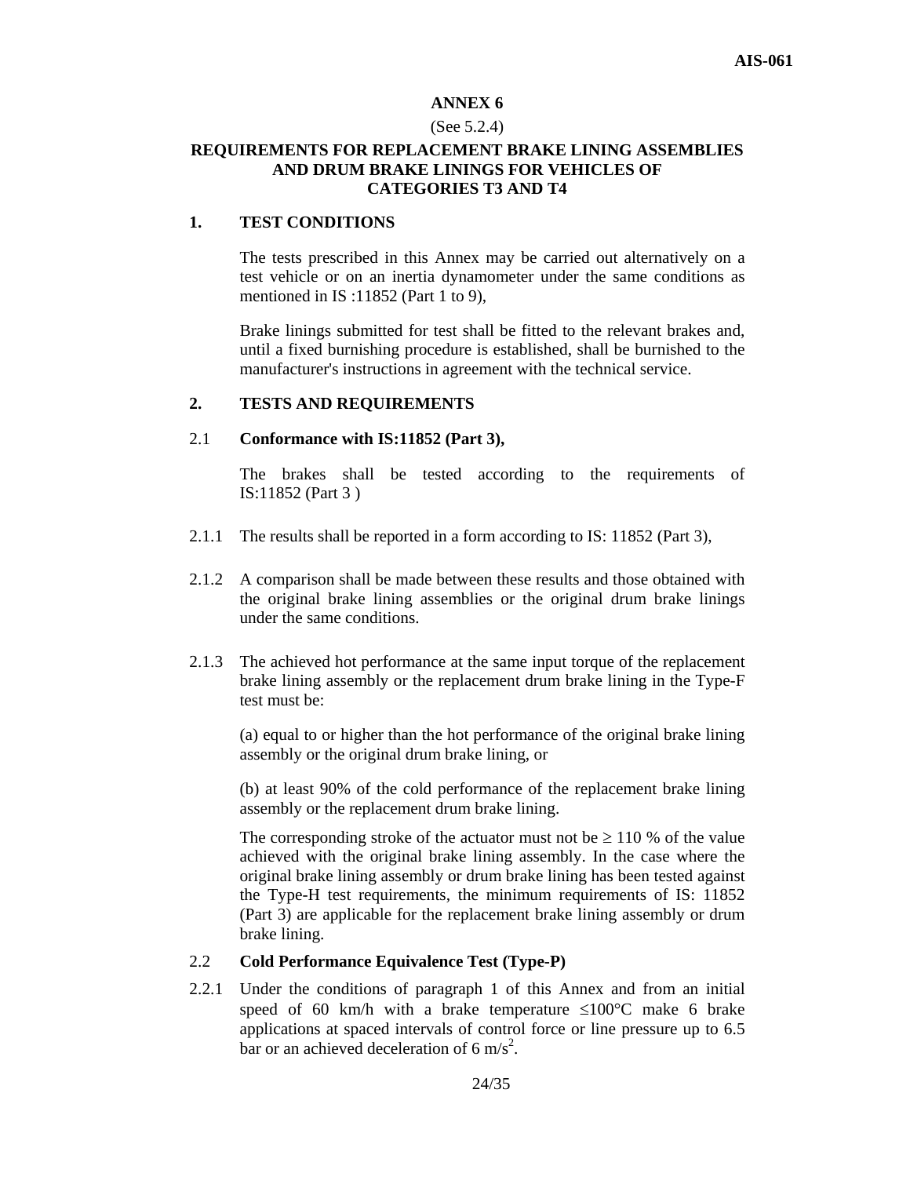## ANNEX 6

(See 5.2.4)

## REQUIREMENTS FOR REPLACEMENT BRAKE LINING ASSEMBLIES AND DRUM BRAKE LININGS FOR VEHICLES OF CATEGORIES T3 AND T4

### 1. TEST CONDITIONS

The tests prescribed in this Annex may be carried out alternatively on a test vehicle or on an inertia dynamometer under the same conditions as mentioned in IS :11852 (Part 1 to 9),

Brake linings submitted for test shall be fitted to the relevant brakes and, until a fixed burnishing procedure is established, shall be burnished to the manufacturer's instructions in agreement with the technical service.

### 2. TESTS AND REQUIREMENTS

2.1 **Conformance with IS:11852 (Part 3),**

The brakes shall be tested according to the requirements of IS:11852 (Part 3 )

2.1.1 The results shall be reported in a form according to IS: 11852 (Part 3),

2.1.2 A comparison shall be made between these results and those obtained with the original brake lining assemblies or the original drum brake linings under the same conditions.

2.1.3 The achieved hot performance at the same input torque of the replacement brake lining assembly or the replacement drum brake lining in the Type-F test must be:

(a) equal to or higher than the hot performance of the original brake lining assembly or the original drum brake lining, or

(b) at least 90% of the cold performance of the replacement brake lining assembly or the replacement drum brake lining.

The corresponding stroke of the actuator must not be $\geq$ 110 % of the value achieved with the original brake lining assembly. In the case where the original brake lining assembly or drum brake lining has been tested against the Type-H test requirements, the minimum requirements of IS: 11852 (Part 3) are applicable for the replacement brake lining assembly or drum brake lining.

2.2 **Cold Performance Equivalence Test (Type-P)**

2.2.1 Under the conditions of paragraph 1 of this Annex and from an initial speed of 60 km/h with a brake temperature $\leq$100°C make 6 brake applications at spaced intervals of control force or line pressure up to 6.5 bar or an achieved deceleration of 6 $m/s^2$.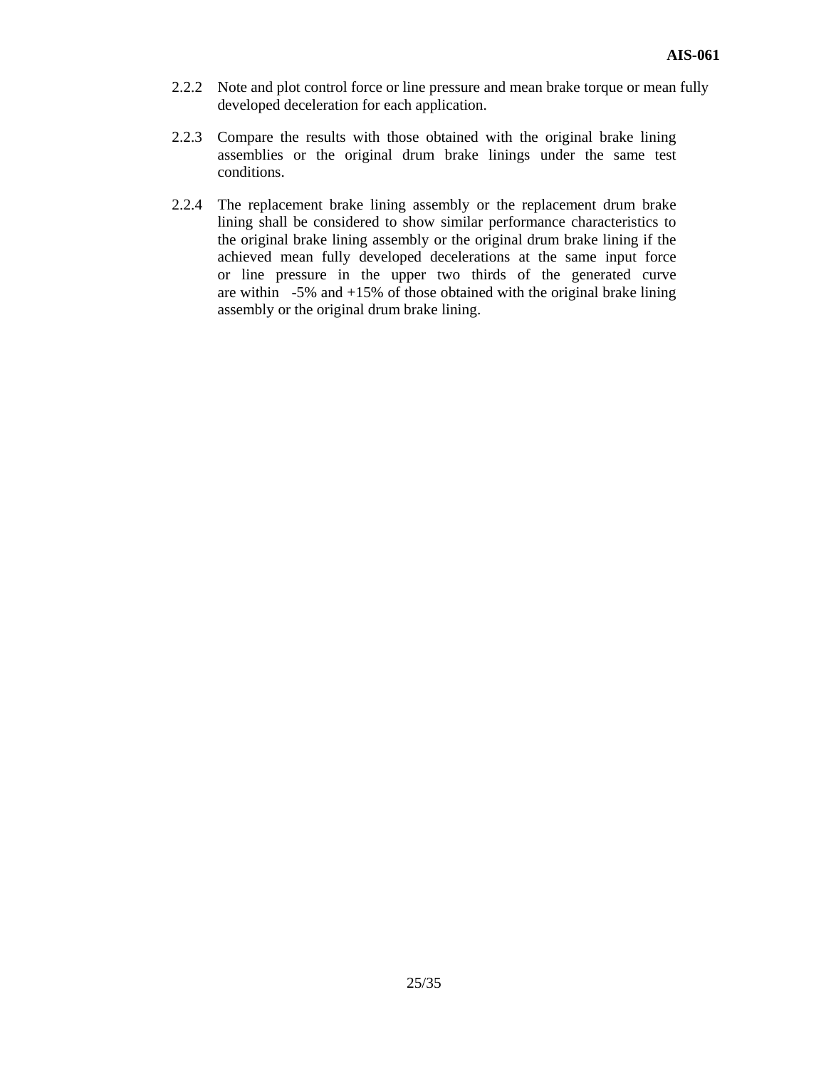2.2.2 Note and plot control force or line pressure and mean brake torque or mean fully developed deceleration for each application.

2.2.3 Compare the results with those obtained with the original brake lining assemblies or the original drum brake linings under the same test conditions.

2.2.4 The replacement brake lining assembly or the replacement drum brake lining shall be considered to show similar performance characteristics to the original brake lining assembly or the original drum brake lining if the achieved mean fully developed decelerations at the same input force or line pressure in the upper two thirds of the generated curve are within -5% and +15% of those obtained with the original brake lining assembly or the original drum brake lining.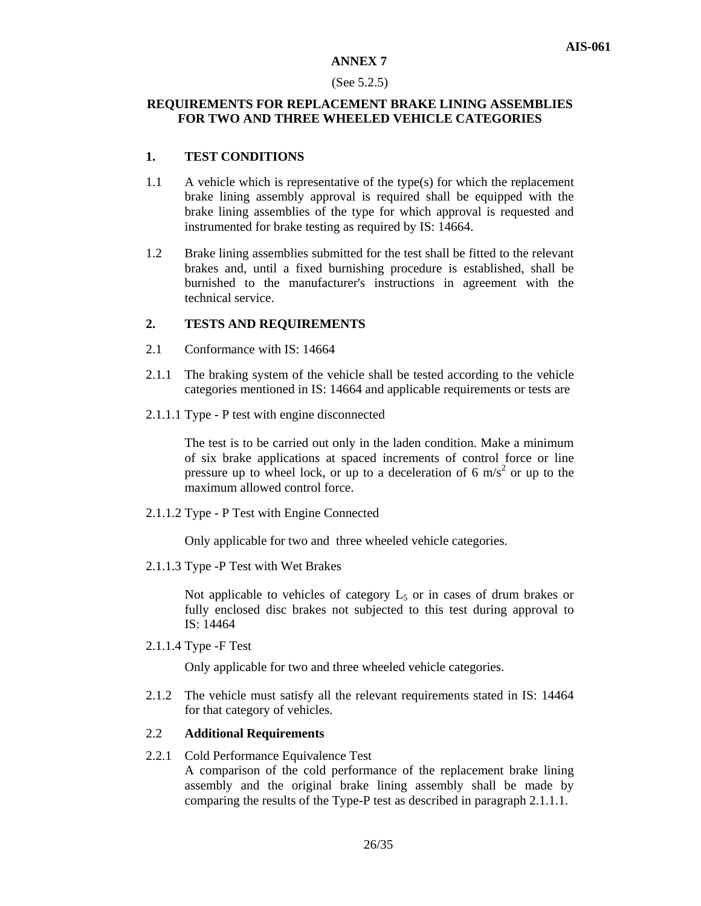# ANNEX 7

(See 5.2.5)

## REQUIREMENTS FOR REPLACEMENT BRAKE LINING ASSEMBLIES FOR TWO AND THREE WHEELED VEHICLE CATEGORIES

### 1. TEST CONDITIONS

1.1 A vehicle which is representative of the type(s) for which the replacement brake lining assembly approval is required shall be equipped with the brake lining assemblies of the type for which approval is requested and instrumented for brake testing as required by IS: 14664.

1.2 Brake lining assemblies submitted for the test shall be fitted to the relevant brakes and, until a fixed burnishing procedure is established, shall be burnished to the manufacturer's instructions in agreement with the technical service.

### 2. TESTS AND REQUIREMENTS

2.1 Conformance with IS: 14664

2.1.1 The braking system of the vehicle shall be tested according to the vehicle categories mentioned in IS: 14664 and applicable requirements or tests are

2.1.1.1 Type - P test with engine disconnected

The test is to be carried out only in the laden condition. Make a minimum of six brake applications at spaced increments of control force or line pressure up to wheel lock, or up to a deceleration of 6 $m/s^2$ or up to the maximum allowed control force.

2.1.1.2 Type - P Test with Engine Connected

Only applicable for two and three wheeled vehicle categories.

2.1.1.3 Type -P Test with Wet Brakes

Not applicable to vehicles of category $L_5$ or in cases of drum brakes or fully enclosed disc brakes not subjected to this test during approval to IS: 14464

2.1.1.4 Type -F Test

Only applicable for two and three wheeled vehicle categories.

2.1.2 The vehicle must satisfy all the relevant requirements stated in IS: 14464 for that category of vehicles.

2.2 **Additional Requirements**

2.2.1 Cold Performance Equivalence Test

A comparison of the cold performance of the replacement brake lining assembly and the original brake lining assembly shall be made by comparing the results of the Type-P test as described in paragraph 2.1.1.1.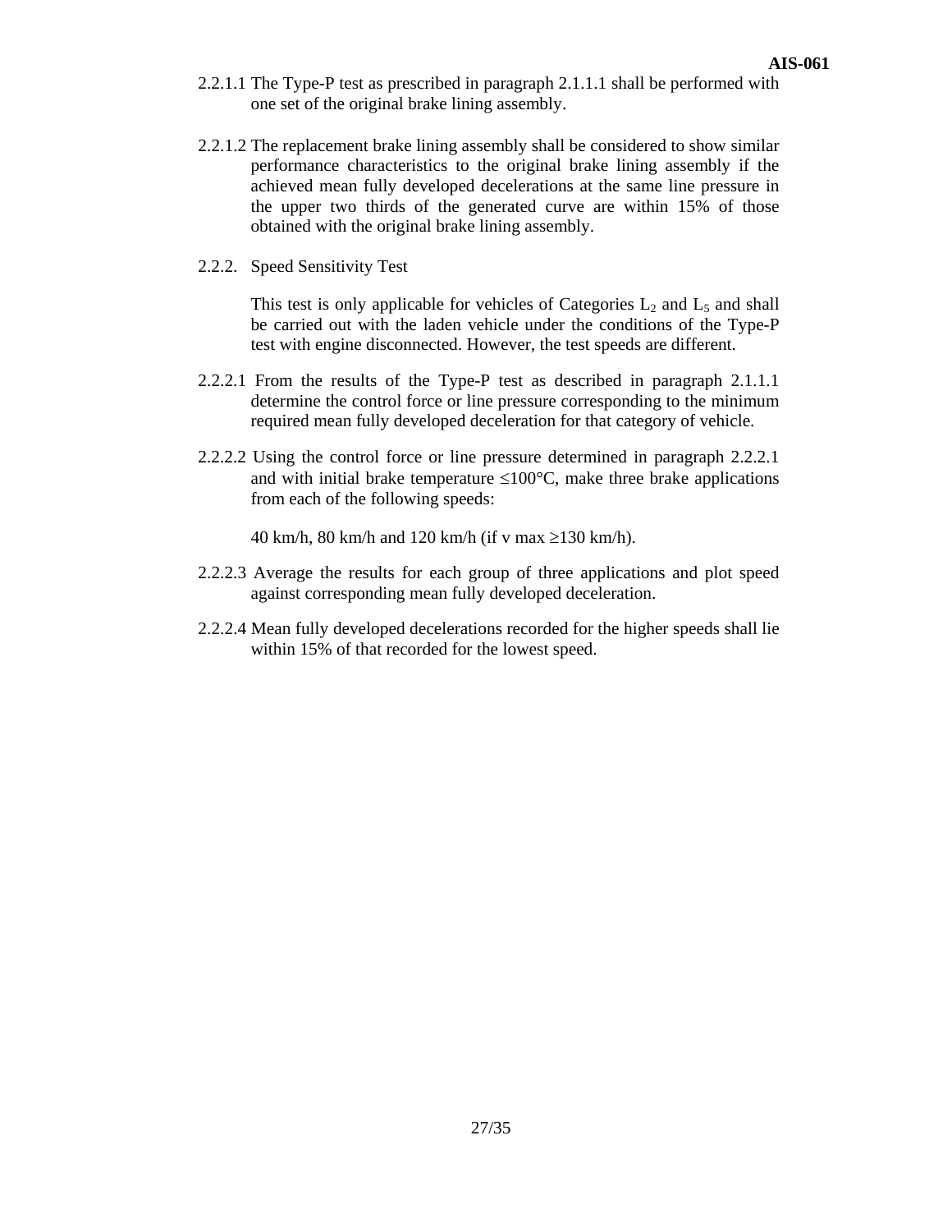2.2.1.1 The Type-P test as prescribed in paragraph 2.1.1.1 shall be performed with one set of the original brake lining assembly.

2.2.1.2 The replacement brake lining assembly shall be considered to show similar performance characteristics to the original brake lining assembly if the achieved mean fully developed decelerations at the same line pressure in the upper two thirds of the generated curve are within 15% of those obtained with the original brake lining assembly.

2.2.2. Speed Sensitivity Test

This test is only applicable for vehicles of Categories $L_2$ and $L_5$ and shall be carried out with the laden vehicle under the conditions of the Type-P test with engine disconnected. However, the test speeds are different.

2.2.2.1 From the results of the Type-P test as described in paragraph 2.1.1.1 determine the control force or line pressure corresponding to the minimum required mean fully developed deceleration for that category of vehicle.

2.2.2.2 Using the control force or line pressure determined in paragraph 2.2.2.1 and with initial brake temperature ≤100°C, make three brake applications from each of the following speeds:

40 km/h, 80 km/h and 120 km/h (if v max ≥130 km/h).

2.2.2.3 Average the results for each group of three applications and plot speed against corresponding mean fully developed deceleration.

2.2.2.4 Mean fully developed decelerations recorded for the higher speeds shall lie within 15% of that recorded for the lowest speed.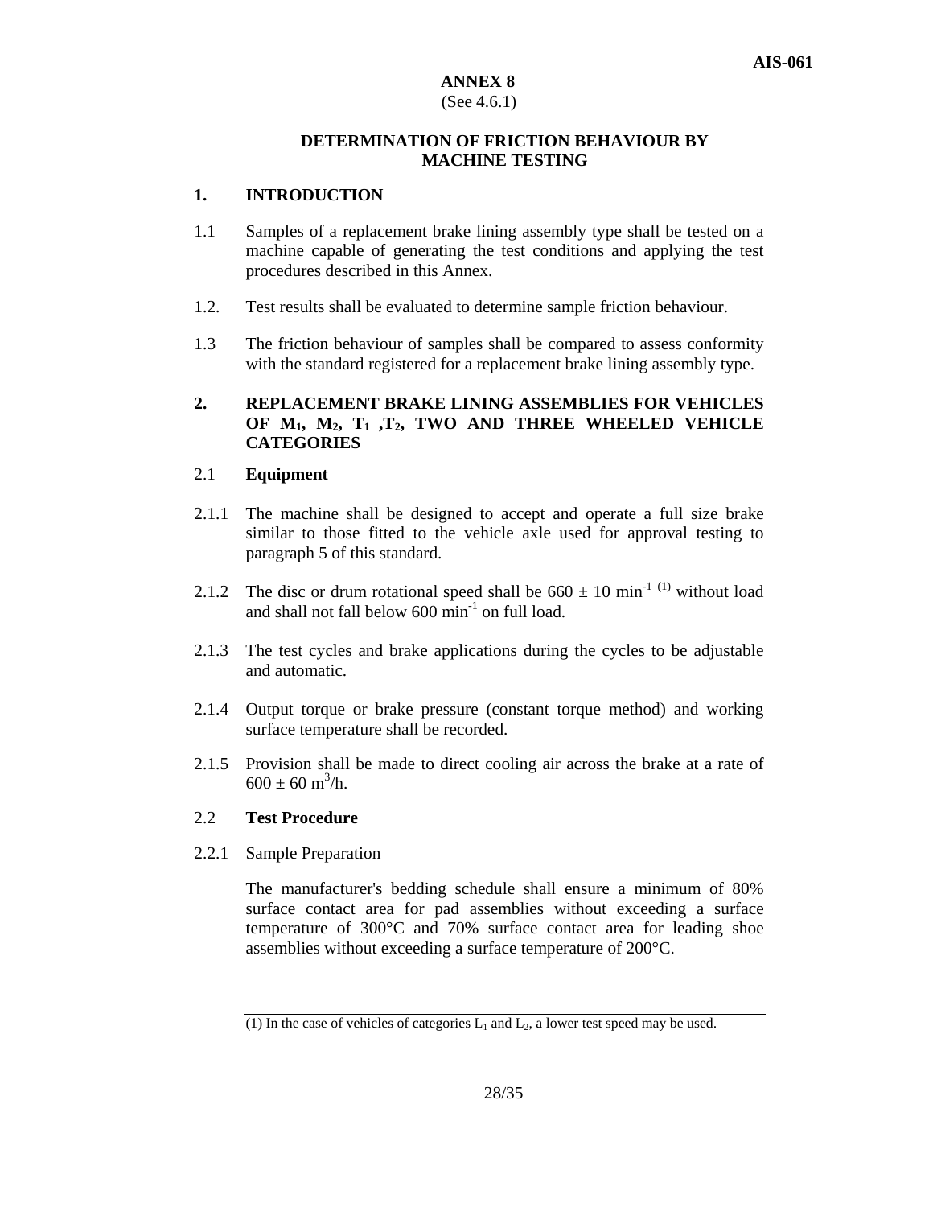# ANNEX 8

(See 4.6.1)

## DETERMINATION OF FRICTION BEHAVIOUR BY MACHINE TESTING

### 1. INTRODUCTION

1.1 Samples of a replacement brake lining assembly type shall be tested on a machine capable of generating the test conditions and applying the test procedures described in this Annex.

1.2. Test results shall be evaluated to determine sample friction behaviour.

1.3 The friction behaviour of samples shall be compared to assess conformity with the standard registered for a replacement brake lining assembly type.

### 2. REPLACEMENT BRAKE LINING ASSEMBLIES FOR VEHICLES OF $M_1$, $M_2$, $T_1$ ,$T_2$, TWO AND THREE WHEELED VEHICLE CATEGORIES

2.1 **Equipment**

2.1.1 The machine shall be designed to accept and operate a full size brake similar to those fitted to the vehicle axle used for approval testing to paragraph 5 of this standard.

2.1.2 The disc or drum rotational speed shall be $660 \pm 10$ $min^{-1}$ (1) without load and shall not fall below 600 $min^{-1}$ on full load.

2.1.3 The test cycles and brake applications during the cycles to be adjustable and automatic.

2.1.4 Output torque or brake pressure (constant torque method) and working surface temperature shall be recorded.

2.1.5 Provision shall be made to direct cooling air across the brake at a rate of $600 \pm 60$ $m^3/h$.

2.2 **Test Procedure**

2.2.1 Sample Preparation

The manufacturer's bedding schedule shall ensure a minimum of 80% surface contact area for pad assemblies without exceeding a surface temperature of 300°C and 70% surface contact area for leading shoe assemblies without exceeding a surface temperature of 200°C.

---

(1) In the case of vehicles of categories $L_1$ and $L_2$, a lower test speed may be used.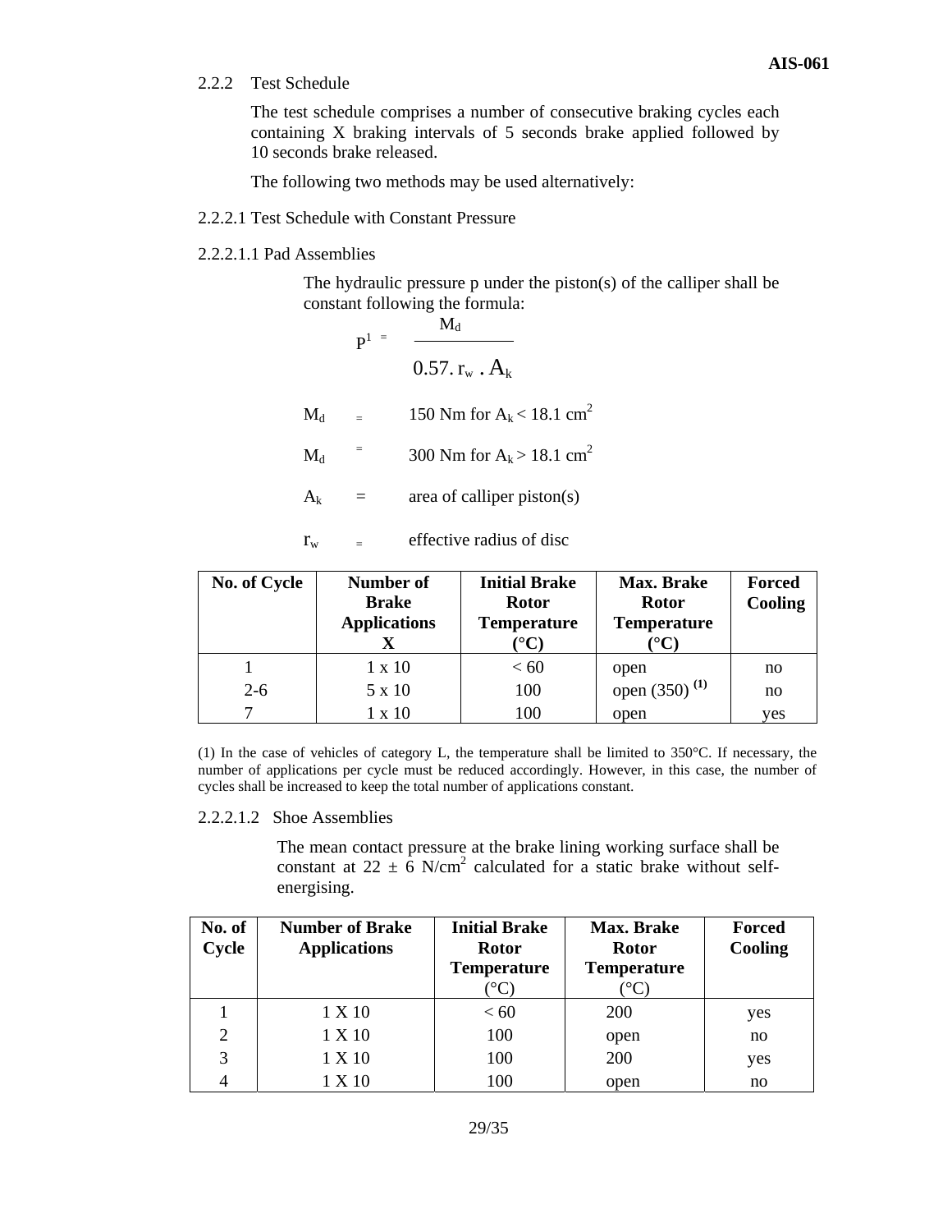2.2.2 Test Schedule

The test schedule comprises a number of consecutive braking cycles each containing X braking intervals of 5 seconds brake applied followed by 10 seconds brake released.

The following two methods may be used alternatively:

2.2.2.1 Test Schedule with Constant Pressure

2.2.2.1.1 Pad Assemblies

The hydraulic pressure p under the piston(s) of the calliper shall be constant following the formula:

$$P^{1} = \frac{M_d}{0.57 . r_w . A_k}$$

$M_d$ = 150 Nm for $A_k < 18.1\ cm^2$

$M_d$ = 300 Nm for $A_k > 18.1\ cm^2$

$A_k$ = area of calliper piston(s)

$r_w$ = effective radius of disc

| No. of Cycle | Number of Brake Applications X | Initial Brake Rotor Temperature (°C) | Max. Brake Rotor Temperature (°C) | Forced Cooling |
|---|---|---|---|---|
| 1 | 1 x 10 | < 60 | open | no |
| 2-6 | 5 x 10 | 100 | open (350) (1) | no |
| 7 | 1 x 10 | 100 | open | yes |

(1) In the case of vehicles of category L, the temperature shall be limited to 350°C. If necessary, the number of applications per cycle must be reduced accordingly. However, in this case, the number of cycles shall be increased to keep the total number of applications constant.

2.2.2.1.2 Shoe Assemblies

The mean contact pressure at the brake lining working surface shall be constant at 22 ± 6 $N/cm^2$ calculated for a static brake without self-energising.

| No. of Cycle | Number of Brake Applications | Initial Brake Rotor Temperature (°C) | Max. Brake Rotor Temperature (°C) | Forced Cooling |
|---|---|---|---|---|
| 1 | 1 X 10 | < 60 | 200 | yes |
| 2 | 1 X 10 | 100 | open | no |
| 3 | 1 X 10 | 100 | 200 | yes |
| 4 | 1 X 10 | 100 | open | no |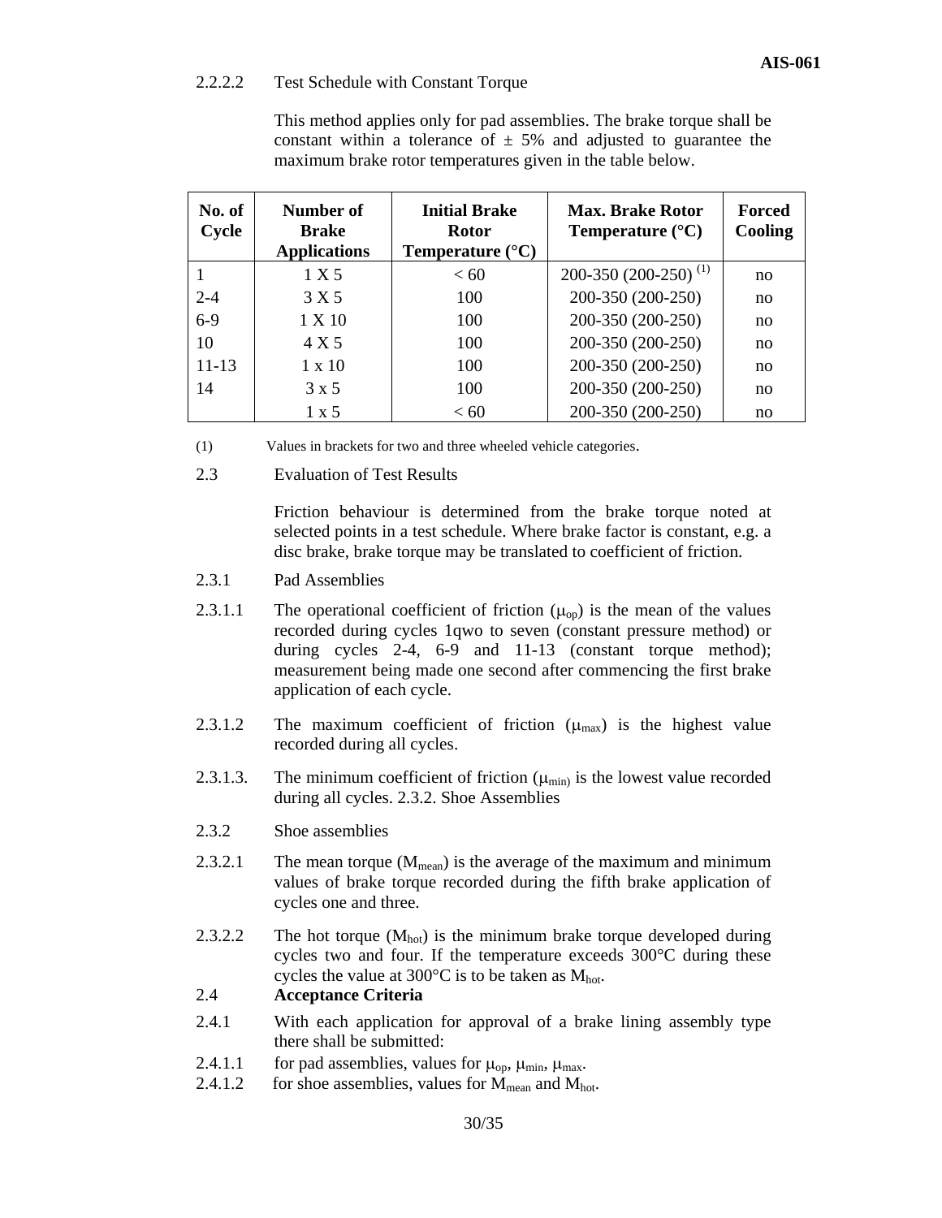2.2.2.2 Test Schedule with Constant Torque

This method applies only for pad assemblies. The brake torque shall be constant within a tolerance of ± 5% and adjusted to guarantee the maximum brake rotor temperatures given in the table below.

| No. of Cycle | Number of Brake Applications | Initial Brake Rotor Temperature (°C) | Max. Brake Rotor Temperature (°C) | Forced Cooling |
|---|---|---|---|---|
| 1 | 1 X 5 | < 60 | 200-350 (200-250) [1] | no |
| 2-4 | 3 X 5 | 100 | 200-350 (200-250) | no |
| 6-9 | 1 X 10 | 100 | 200-350 (200-250) | no |
| 10 | 4 X 5 | 100 | 200-350 (200-250) | no |
| 11-13 | 1 x 10 | 100 | 200-350 (200-250) | no |
| 14 | 3 x 5 | 100 | 200-350 (200-250) | no |
| | 1 x 5 | < 60 | 200-350 (200-250) | no |

(1) Values in brackets for two and three wheeled vehicle categories.

2.3 Evaluation of Test Results

Friction behaviour is determined from the brake torque noted at selected points in a test schedule. Where brake factor is constant, e.g. a disc brake, brake torque may be translated to coefficient of friction.

2.3.1 Pad Assemblies

2.3.1.1 The operational coefficient of friction ($\mu_{op}$) is the mean of the values recorded during cycles 1qwo to seven (constant pressure method) or during cycles 2-4, 6-9 and 11-13 (constant torque method); measurement being made one second after commencing the first brake application of each cycle.

2.3.1.2 The maximum coefficient of friction ($\mu_{max}$) is the highest value recorded during all cycles.

2.3.1.3. The minimum coefficient of friction ($\mu_{min}$) is the lowest value recorded during all cycles. 2.3.2. Shoe Assemblies

2.3.2 Shoe assemblies

2.3.2.1 The mean torque ($M_{mean}$) is the average of the maximum and minimum values of brake torque recorded during the fifth brake application of cycles one and three.

2.3.2.2 The hot torque ($M_{hot}$) is the minimum brake torque developed during cycles two and four. If the temperature exceeds 300°C during these cycles the value at 300°C is to be taken as $M_{hot}$.

**2.4 Acceptance Criteria**

2.4.1 With each application for approval of a brake lining assembly type there shall be submitted:

2.4.1.1 for pad assemblies, values for $\mu_{op}$, $\mu_{min}$, $\mu_{max}$.

2.4.1.2 for shoe assemblies, values for $M_{mean}$ and $M_{hot}$.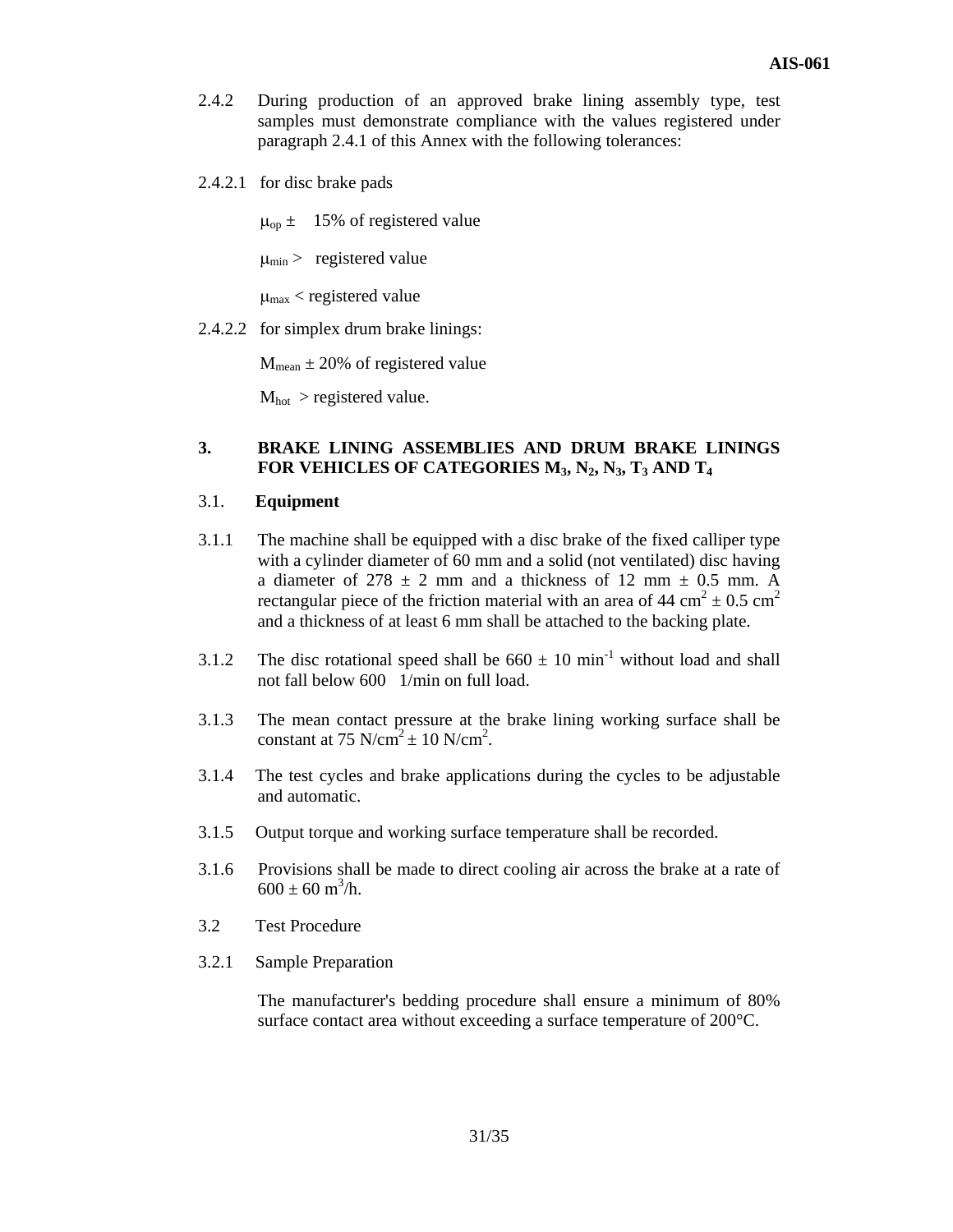2.4.2 During production of an approved brake lining assembly type, test samples must demonstrate compliance with the values registered under paragraph 2.4.1 of this Annex with the following tolerances:

2.4.2.1 for disc brake pads

$\mu_{op}$ ± 15% of registered value

$\mu_{min}$ > registered value

$\mu_{max}$ < registered value

2.4.2.2 for simplex drum brake linings:

$M_{mean}$ ± 20% of registered value

$M_{hot}$ > registered value.

## 3. BRAKE LINING ASSEMBLIES AND DRUM BRAKE LININGS FOR VEHICLES OF CATEGORIES $M_3$, $N_2$, $N_3$, $T_3$ AND $T_4$

### 3.1. Equipment

3.1.1 The machine shall be equipped with a disc brake of the fixed calliper type with a cylinder diameter of 60 mm and a solid (not ventilated) disc having a diameter of 278 ± 2 mm and a thickness of 12 mm ± 0.5 mm. A rectangular piece of the friction material with an area of 44 $cm^2$ ± 0.5 $cm^2$ and a thickness of at least 6 mm shall be attached to the backing plate.

3.1.2 The disc rotational speed shall be 660 ± 10 $min^{-1}$ without load and shall not fall below 600 1/min on full load.

3.1.3 The mean contact pressure at the brake lining working surface shall be constant at 75 $N/cm^2$ ± 10 $N/cm^2$.

3.1.4 The test cycles and brake applications during the cycles to be adjustable and automatic.

3.1.5 Output torque and working surface temperature shall be recorded.

3.1.6 Provisions shall be made to direct cooling air across the brake at a rate of 600 ± 60 $m^3/h$.

3.2 Test Procedure

3.2.1 Sample Preparation

The manufacturer's bedding procedure shall ensure a minimum of 80% surface contact area without exceeding a surface temperature of 200°C.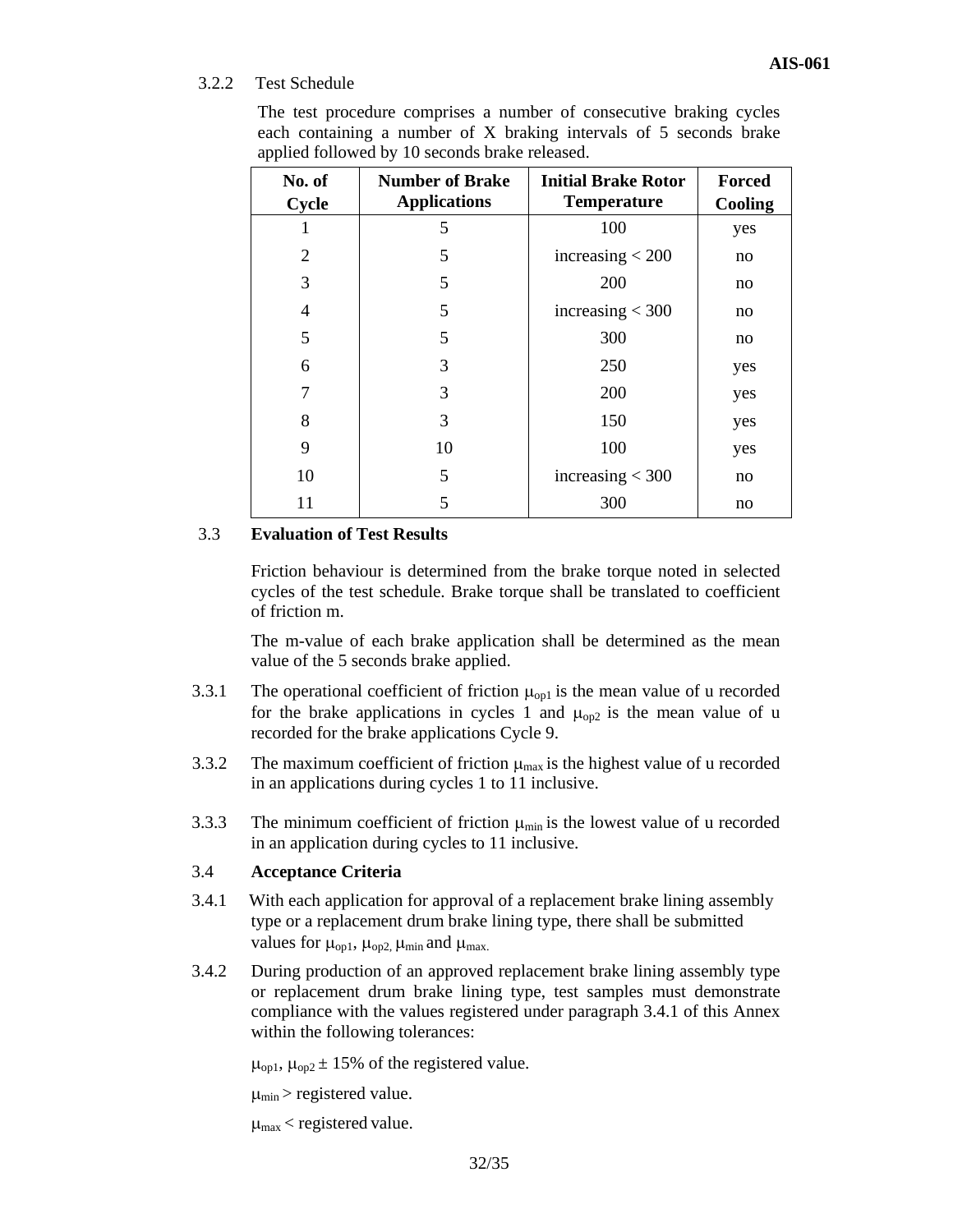3.2.2 Test Schedule

The test procedure comprises a number of consecutive braking cycles each containing a number of X braking intervals of 5 seconds brake applied followed by 10 seconds brake released.

| No. of Cycle | Number of Brake Applications | Initial Brake Rotor Temperature | Forced Cooling |
|---|---|---|---|
| 1 | 5 | 100 | yes |
| 2 | 5 | increasing < 200 | no |
| 3 | 5 | 200 | no |
| 4 | 5 | increasing < 300 | no |
| 5 | 5 | 300 | no |
| 6 | 3 | 250 | yes |
| 7 | 3 | 200 | yes |
| 8 | 3 | 150 | yes |
| 9 | 10 | 100 | yes |
| 10 | 5 | increasing < 300 | no |
| 11 | 5 | 300 | no |

3.3 **Evaluation of Test Results**

Friction behaviour is determined from the brake torque noted in selected cycles of the test schedule. Brake torque shall be translated to coefficient of friction m.

The m-value of each brake application shall be determined as the mean value of the 5 seconds brake applied.

3.3.1 The operational coefficient of friction $\mu_{op1}$ is the mean value of u recorded for the brake applications in cycles 1 and $\mu_{op2}$ is the mean value of u recorded for the brake applications Cycle 9.

3.3.2 The maximum coefficient of friction $\mu_{max}$ is the highest value of u recorded in an applications during cycles 1 to 11 inclusive.

3.3.3 The minimum coefficient of friction $\mu_{min}$ is the lowest value of u recorded in an application during cycles to 11 inclusive.

3.4 **Acceptance Criteria**

3.4.1 With each application for approval of a replacement brake lining assembly type or a replacement drum brake lining type, there shall be submitted values for $\mu_{op1}$, $\mu_{op2,}$ $\mu_{min}$ and $\mu_{max.}$

3.4.2 During production of an approved replacement brake lining assembly type or replacement drum brake lining type, test samples must demonstrate compliance with the values registered under paragraph 3.4.1 of this Annex within the following tolerances:

$\mu_{op1}$, $\mu_{op2}$ ± 15% of the registered value.

$\mu_{min}$ > registered value.

$\mu_{max}$ < registered value.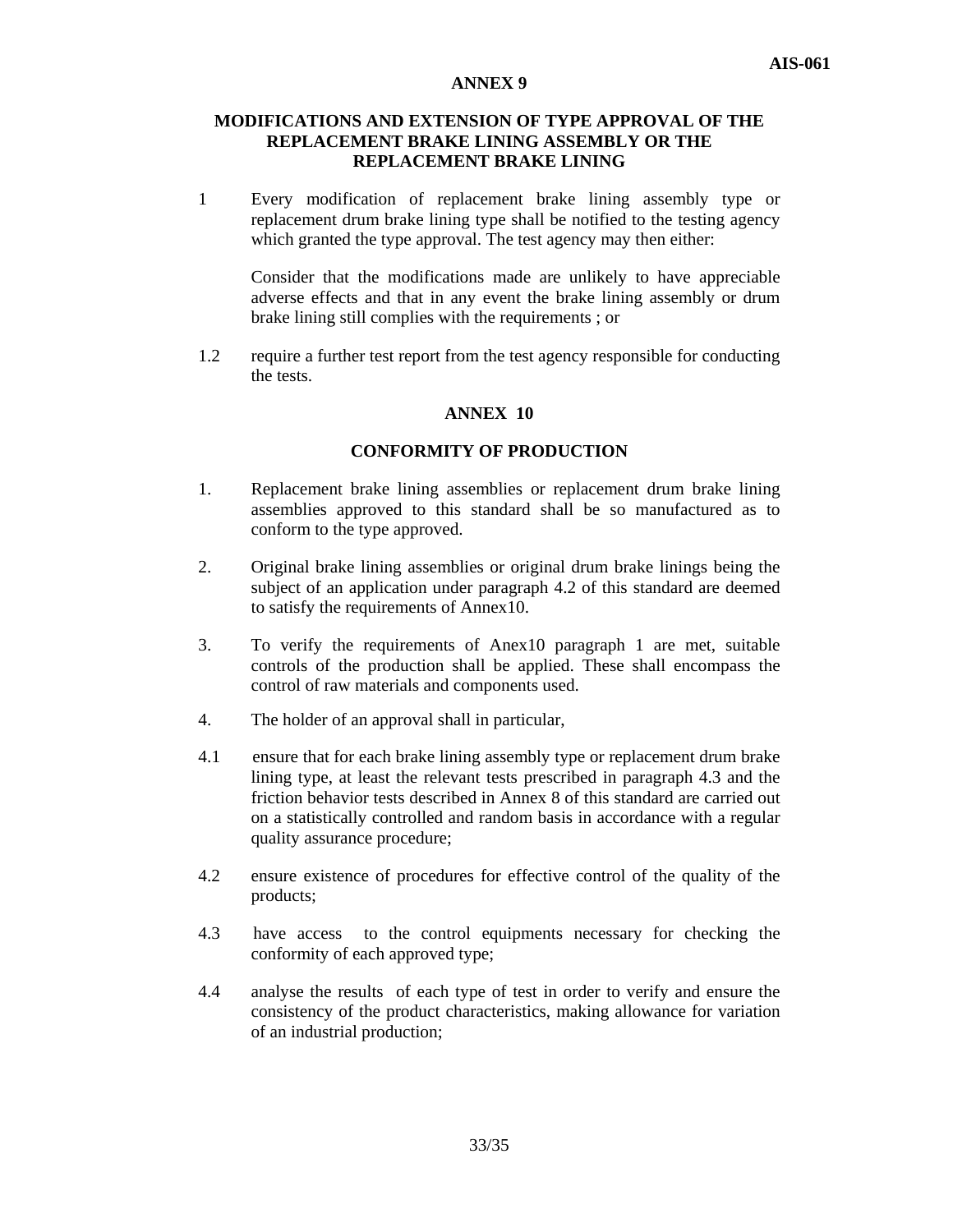## ANNEX 9

### MODIFICATIONS AND EXTENSION OF TYPE APPROVAL OF THE REPLACEMENT BRAKE LINING ASSEMBLY OR THE REPLACEMENT BRAKE LINING

1 Every modification of replacement brake lining assembly type or replacement drum brake lining type shall be notified to the testing agency which granted the type approval. The test agency may then either:

Consider that the modifications made are unlikely to have appreciable adverse effects and that in any event the brake lining assembly or drum brake lining still complies with the requirements ; or

1.2 require a further test report from the test agency responsible for conducting the tests.

## ANNEX 10

### CONFORMITY OF PRODUCTION

1. Replacement brake lining assemblies or replacement drum brake lining assemblies approved to this standard shall be so manufactured as to conform to the type approved.

2. Original brake lining assemblies or original drum brake linings being the subject of an application under paragraph 4.2 of this standard are deemed to satisfy the requirements of Annex10.

3. To verify the requirements of Anex10 paragraph 1 are met, suitable controls of the production shall be applied. These shall encompass the control of raw materials and components used.

4. The holder of an approval shall in particular,

4.1 ensure that for each brake lining assembly type or replacement drum brake lining type, at least the relevant tests prescribed in paragraph 4.3 and the friction behavior tests described in Annex 8 of this standard are carried out on a statistically controlled and random basis in accordance with a regular quality assurance procedure;

4.2 ensure existence of procedures for effective control of the quality of the products;

4.3 have access to the control equipments necessary for checking the conformity of each approved type;

4.4 analyse the results of each type of test in order to verify and ensure the consistency of the product characteristics, making allowance for variation of an industrial production;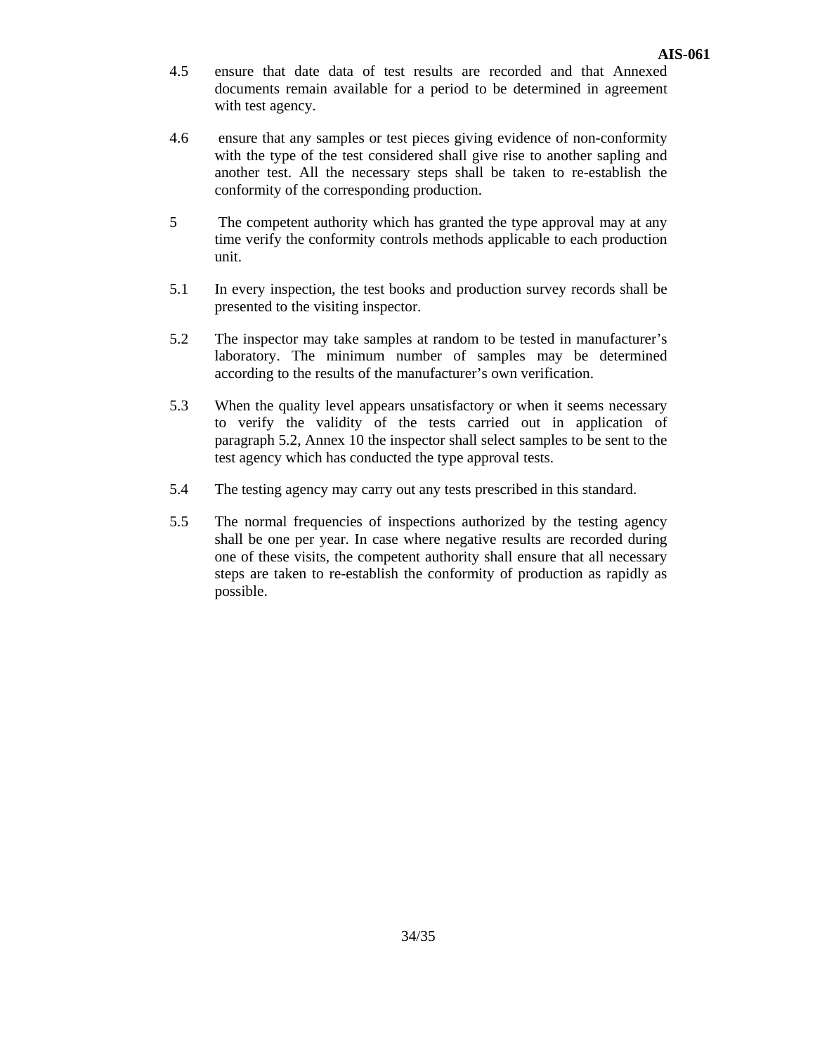4.5 ensure that date data of test results are recorded and that Annexed documents remain available for a period to be determined in agreement with test agency.

4.6 ensure that any samples or test pieces giving evidence of non-conformity with the type of the test considered shall give rise to another sapling and another test. All the necessary steps shall be taken to re-establish the conformity of the corresponding production.

5 The competent authority which has granted the type approval may at any time verify the conformity controls methods applicable to each production unit.

5.1 In every inspection, the test books and production survey records shall be presented to the visiting inspector.

5.2 The inspector may take samples at random to be tested in manufacturer's laboratory. The minimum number of samples may be determined according to the results of the manufacturer's own verification.

5.3 When the quality level appears unsatisfactory or when it seems necessary to verify the validity of the tests carried out in application of paragraph 5.2, Annex 10 the inspector shall select samples to be sent to the test agency which has conducted the type approval tests.

5.4 The testing agency may carry out any tests prescribed in this standard.

5.5 The normal frequencies of inspections authorized by the testing agency shall be one per year. In case where negative results are recorded during one of these visits, the competent authority shall ensure that all necessary steps are taken to re-establish the conformity of production as rapidly as possible.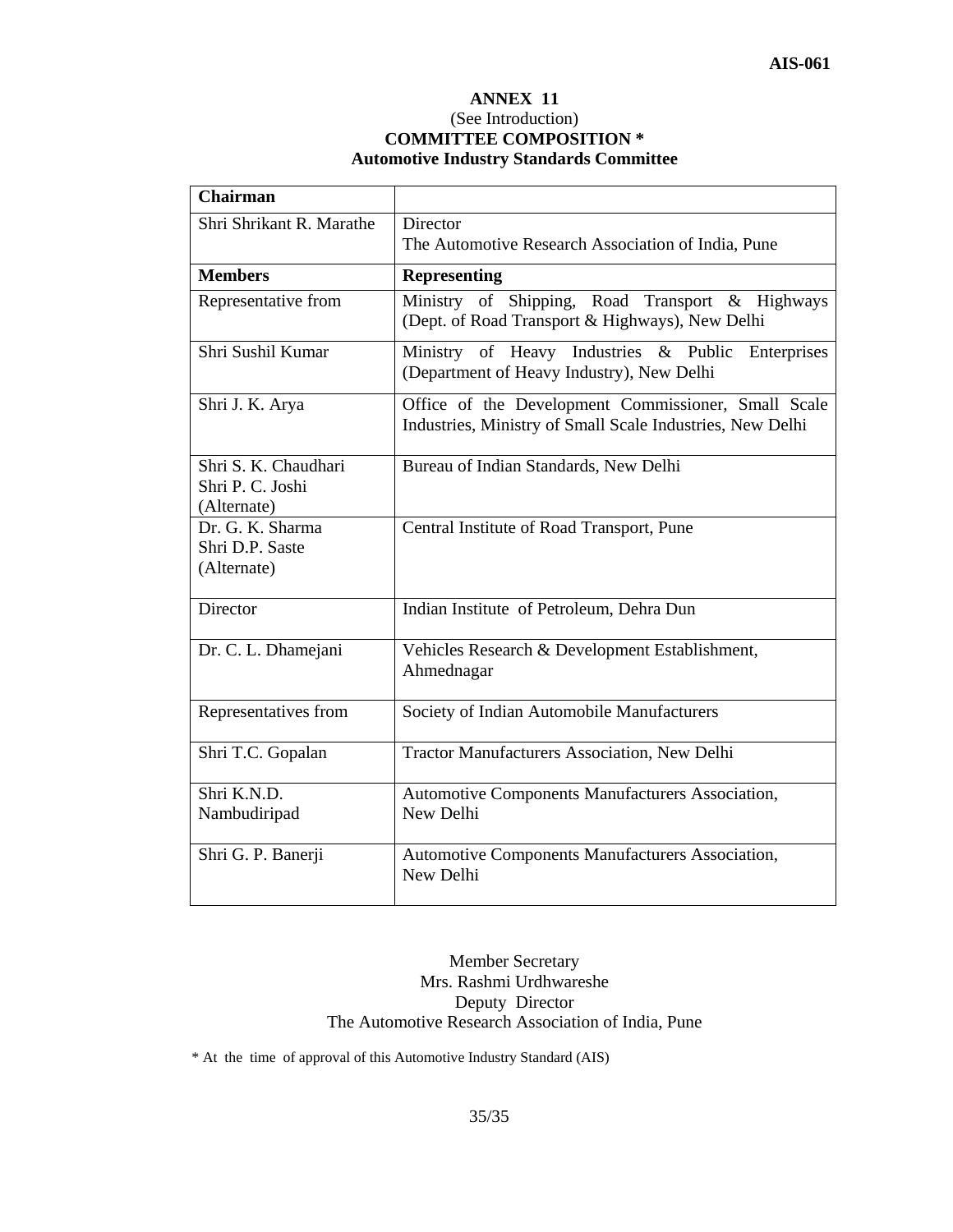## ANNEX 11

(See Introduction)

**COMMITTEE COMPOSITION \***

**Automotive Industry Standards Committee**

| **Chairman** | |
|---|---|
| Shri Shrikant R. Marathe | Director<br>The Automotive Research Association of India, Pune |
| **Members** | **Representing** |
| Representative from | Ministry of Shipping, Road Transport & Highways (Dept. of Road Transport & Highways), New Delhi |
| Shri Sushil Kumar | Ministry of Heavy Industries & Public Enterprises (Department of Heavy Industry), New Delhi |
| Shri J. K. Arya | Office of the Development Commissioner, Small Scale Industries, Ministry of Small Scale Industries, New Delhi |
| Shri S. K. Chaudhari<br>Shri P. C. Joshi<br>(Alternate) | Bureau of Indian Standards, New Delhi |
| Dr. G. K. Sharma<br>Shri D.P. Saste<br>(Alternate) | Central Institute of Road Transport, Pune |
| Director | Indian Institute of Petroleum, Dehra Dun |
| Dr. C. L. Dhamejani | Vehicles Research & Development Establishment, Ahmednagar |
| Representatives from | Society of Indian Automobile Manufacturers |
| Shri T.C. Gopalan | Tractor Manufacturers Association, New Delhi |
| Shri K.N.D. Nambudiripad | Automotive Components Manufacturers Association, New Delhi |
| Shri G. P. Banerji | Automotive Components Manufacturers Association, New Delhi |

Member Secretary
Mrs. Rashmi Urdhwareshe
Deputy Director
The Automotive Research Association of India, Pune

\* At the time of approval of this Automotive Industry Standard (AIS)